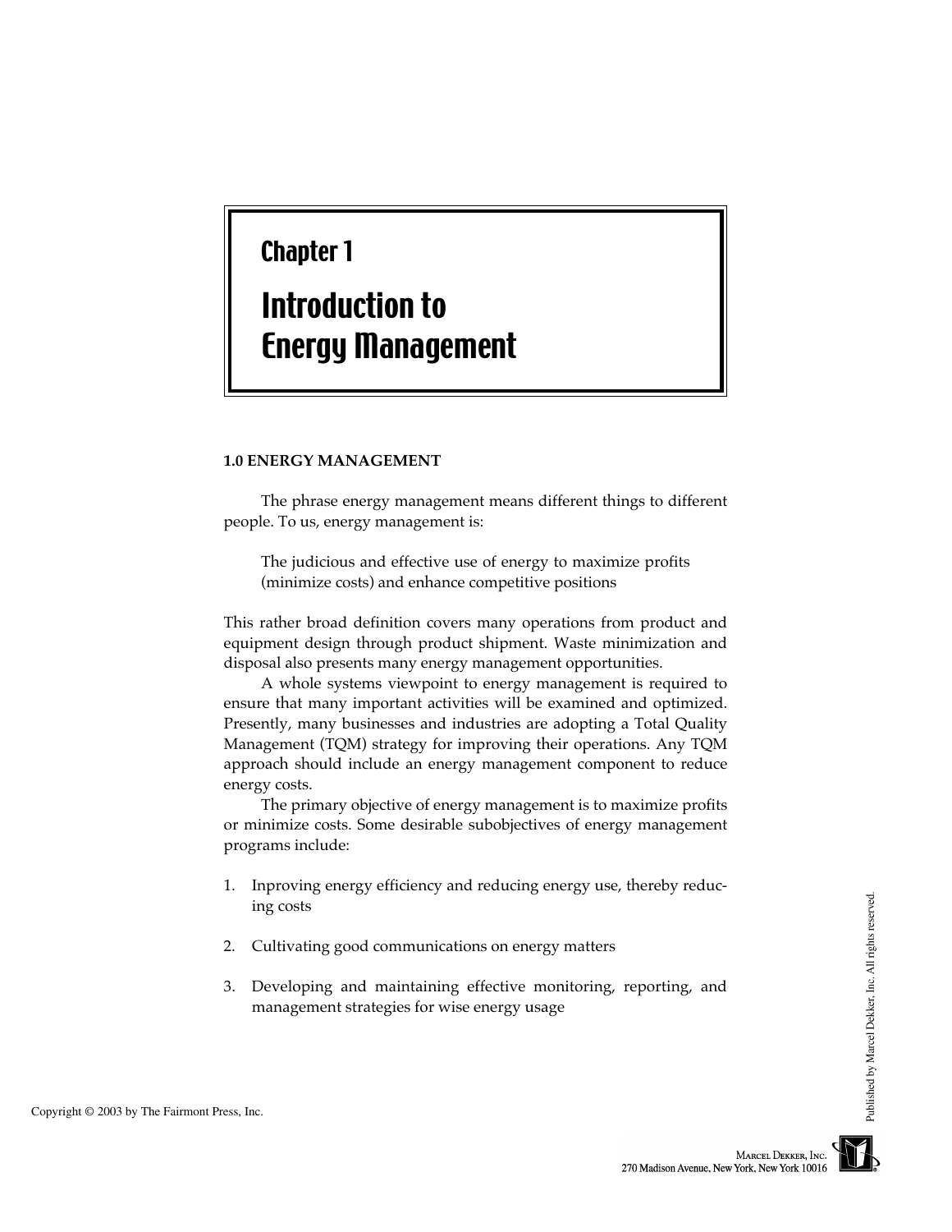# Chapter 1

# Introduction to Energy Management

## 1.0 ENERGY MANAGEMENT

The phrase energy management means different things to different people. To us, energy management is:

> The judicious and effective use of energy to maximize profits (minimize costs) and enhance competitive positions

This rather broad definition covers many operations from product and equipment design through product shipment. Waste minimization and disposal also presents many energy management opportunities.

A whole systems viewpoint to energy management is required to ensure that many important activities will be examined and optimized. Presently, many businesses and industries are adopting a Total Quality Management (TQM) strategy for improving their operations. Any TQM approach should include an energy management component to reduce energy costs.

The primary objective of energy management is to maximize profits or minimize costs. Some desirable subobjectives of energy management programs include:

1. Inproving energy efficiency and reducing energy use, thereby reducing costs
2. Cultivating good communications on energy matters
3. Developing and maintaining effective monitoring, reporting, and management strategies for wise energy usage

Copyright © 2003 by The Fairmont Press, Inc.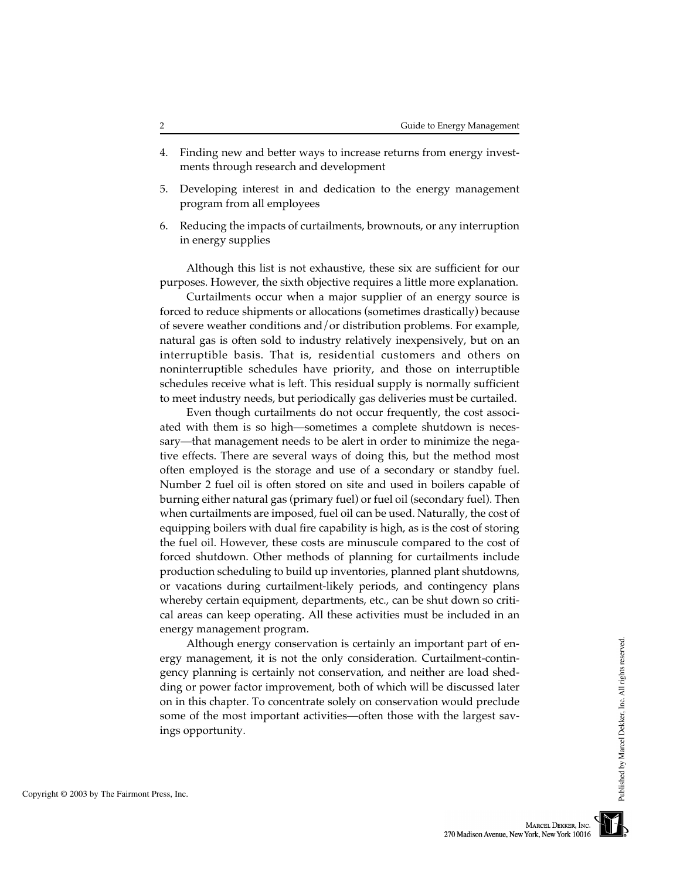4. Finding new and better ways to increase returns from energy investments through research and development

5. Developing interest in and dedication to the energy management program from all employees

6. Reducing the impacts of curtailments, brownouts, or any interruption in energy supplies

Although this list is not exhaustive, these six are sufficient for our purposes. However, the sixth objective requires a little more explanation.

Curtailments occur when a major supplier of an energy source is forced to reduce shipments or allocations (sometimes drastically) because of severe weather conditions and/or distribution problems. For example, natural gas is often sold to industry relatively inexpensively, but on an interruptible basis. That is, residential customers and others on noninterruptible schedules have priority, and those on interruptible schedules receive what is left. This residual supply is normally sufficient to meet industry needs, but periodically gas deliveries must be curtailed.

Even though curtailments do not occur frequently, the cost associated with them is so high—sometimes a complete shutdown is necessary—that management needs to be alert in order to minimize the negative effects. There are several ways of doing this, but the method most often employed is the storage and use of a secondary or standby fuel. Number 2 fuel oil is often stored on site and used in boilers capable of burning either natural gas (primary fuel) or fuel oil (secondary fuel). Then when curtailments are imposed, fuel oil can be used. Naturally, the cost of equipping boilers with dual fire capability is high, as is the cost of storing the fuel oil. However, these costs are minuscule compared to the cost of forced shutdown. Other methods of planning for curtailments include production scheduling to build up inventories, planned plant shutdowns, or vacations during curtailment-likely periods, and contingency plans whereby certain equipment, departments, etc., can be shut down so critical areas can keep operating. All these activities must be included in an energy management program.

Although energy conservation is certainly an important part of energy management, it is not the only consideration. Curtailment-contingency planning is certainly not conservation, and neither are load shedding or power factor improvement, both of which will be discussed later on in this chapter. To concentrate solely on conservation would preclude some of the most important activities—often those with the largest savings opportunity.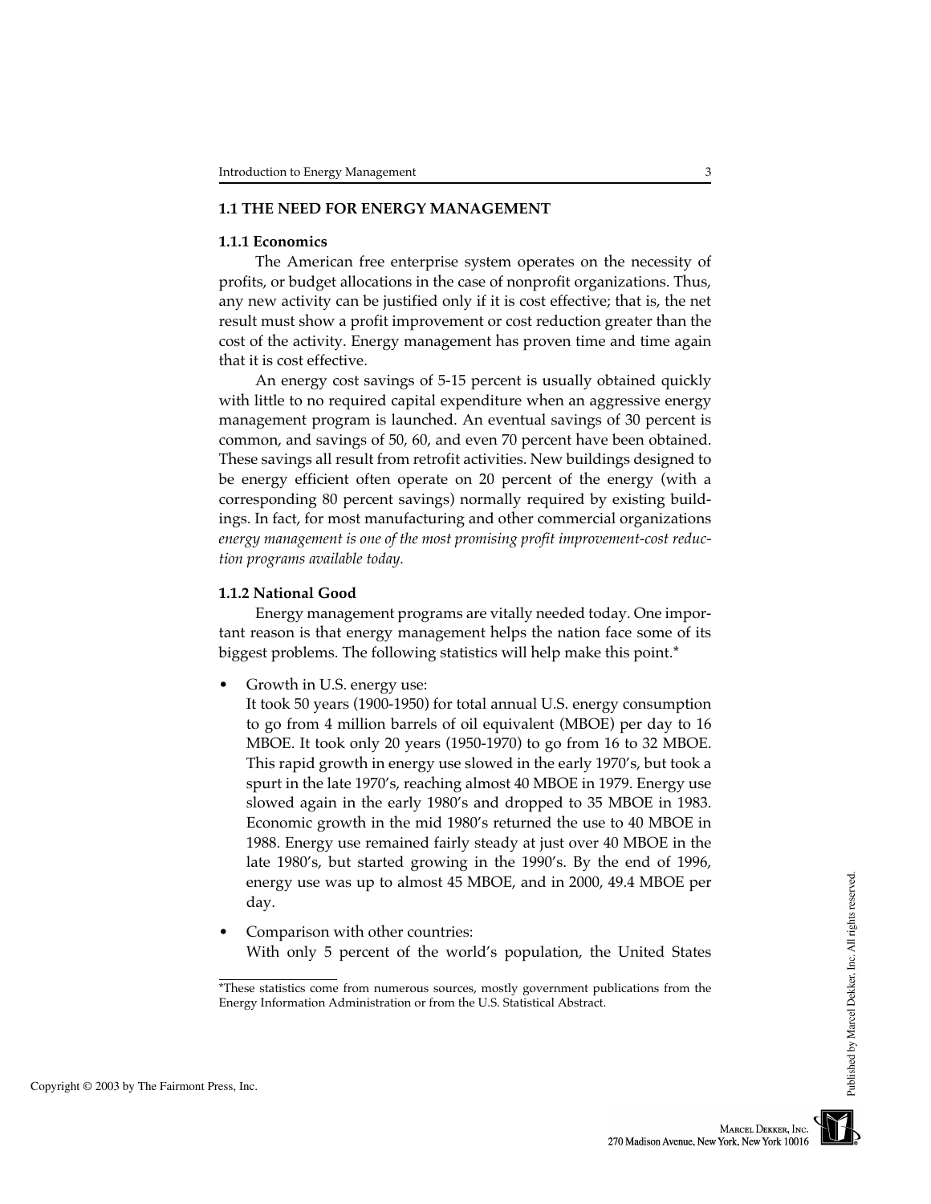## 1.1 THE NEED FOR ENERGY MANAGEMENT

### 1.1.1 Economics

The American free enterprise system operates on the necessity of profits, or budget allocations in the case of nonprofit organizations. Thus, any new activity can be justified only if it is cost effective; that is, the net result must show a profit improvement or cost reduction greater than the cost of the activity. Energy management has proven time and time again that it is cost effective.

An energy cost savings of 5-15 percent is usually obtained quickly with little to no required capital expenditure when an aggressive energy management program is launched. An eventual savings of 30 percent is common, and savings of 50, 60, and even 70 percent have been obtained. These savings all result from retrofit activities. New buildings designed to be energy efficient often operate on 20 percent of the energy (with a corresponding 80 percent savings) normally required by existing buildings. In fact, for most manufacturing and other commercial organizations *energy management is one of the most promising profit improvement-cost reduction programs available today.*

### 1.1.2 National Good

Energy management programs are vitally needed today. One important reason is that energy management helps the nation face some of its biggest problems. The following statistics will help make this point.*

- Growth in U.S. energy use:
  It took 50 years (1900-1950) for total annual U.S. energy consumption to go from 4 million barrels of oil equivalent (MBOE) per day to 16 MBOE. It took only 20 years (1950-1970) to go from 16 to 32 MBOE. This rapid growth in energy use slowed in the early 1970's, but took a spurt in the late 1970's, reaching almost 40 MBOE in 1979. Energy use slowed again in the early 1980's and dropped to 35 MBOE in 1983. Economic growth in the mid 1980's returned the use to 40 MBOE in 1988. Energy use remained fairly steady at just over 40 MBOE in the late 1980's, but started growing in the 1990's. By the end of 1996, energy use was up to almost 45 MBOE, and in 2000, 49.4 MBOE per day.

- Comparison with other countries:
  With only 5 percent of the world's population, the United States

*These statistics come from numerous sources, mostly government publications from the Energy Information Administration or from the U.S. Statistical Abstract.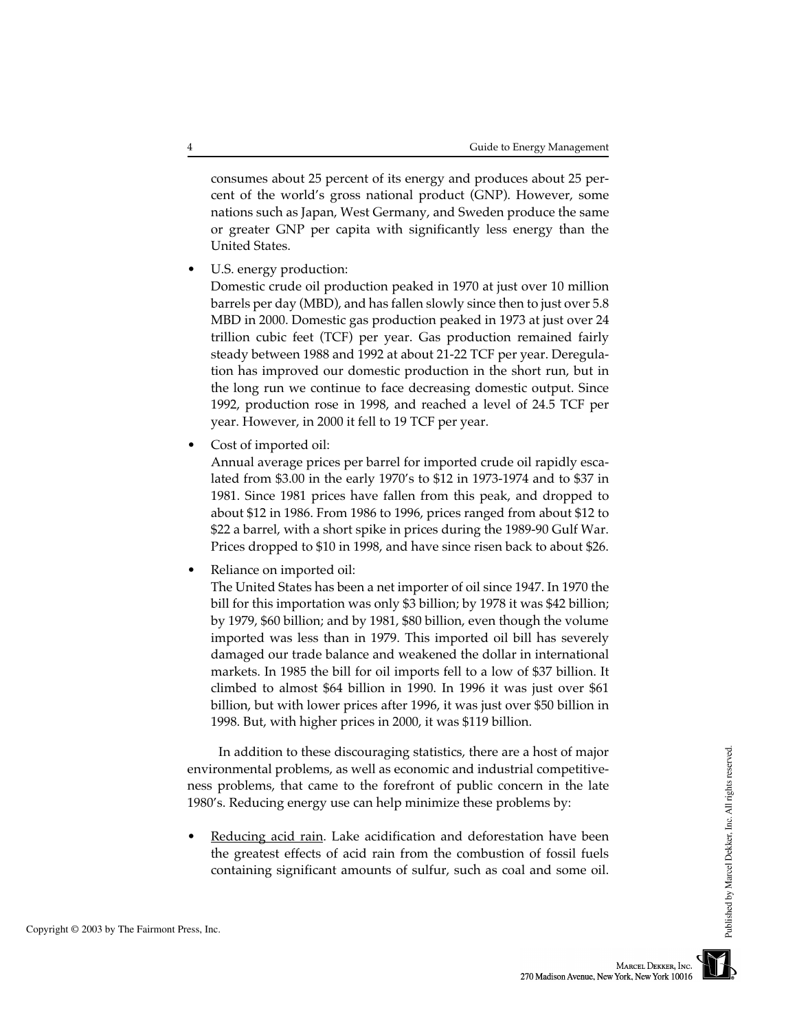consumes about 25 percent of its energy and produces about 25 percent of the world's gross national product (GNP). However, some nations such as Japan, West Germany, and Sweden produce the same or greater GNP per capita with significantly less energy than the United States.

- U.S. energy production:
  Domestic crude oil production peaked in 1970 at just over 10 million barrels per day (MBD), and has fallen slowly since then to just over 5.8 MBD in 2000. Domestic gas production peaked in 1973 at just over 24 trillion cubic feet (TCF) per year. Gas production remained fairly steady between 1988 and 1992 at about 21-22 TCF per year. Deregulation has improved our domestic production in the short run, but in the long run we continue to face decreasing domestic output. Since 1992, production rose in 1998, and reached a level of 24.5 TCF per year. However, in 2000 it fell to 19 TCF per year.

- Cost of imported oil:
  Annual average prices per barrel for imported crude oil rapidly escalated from $3.00 in the early 1970's to $12 in 1973-1974 and to $37 in 1981. Since 1981 prices have fallen from this peak, and dropped to about $12 in 1986. From 1986 to 1996, prices ranged from about $12 to $22 a barrel, with a short spike in prices during the 1989-90 Gulf War. Prices dropped to $10 in 1998, and have since risen back to about $26.

- Reliance on imported oil:
  The United States has been a net importer of oil since 1947. In 1970 the bill for this importation was only $3 billion; by 1978 it was $42 billion; by 1979, $60 billion; and by 1981, $80 billion, even though the volume imported was less than in 1979. This imported oil bill has severely damaged our trade balance and weakened the dollar in international markets. In 1985 the bill for oil imports fell to a low of $37 billion. It climbed to almost $64 billion in 1990. In 1996 it was just over $61 billion, but with lower prices after 1996, it was just over $50 billion in 1998. But, with higher prices in 2000, it was $119 billion.

In addition to these discouraging statistics, there are a host of major environmental problems, as well as economic and industrial competitiveness problems, that came to the forefront of public concern in the late 1980's. Reducing energy use can help minimize these problems by:

- Reducing acid rain. Lake acidification and deforestation have been the greatest effects of acid rain from the combustion of fossil fuels containing significant amounts of sulfur, such as coal and some oil.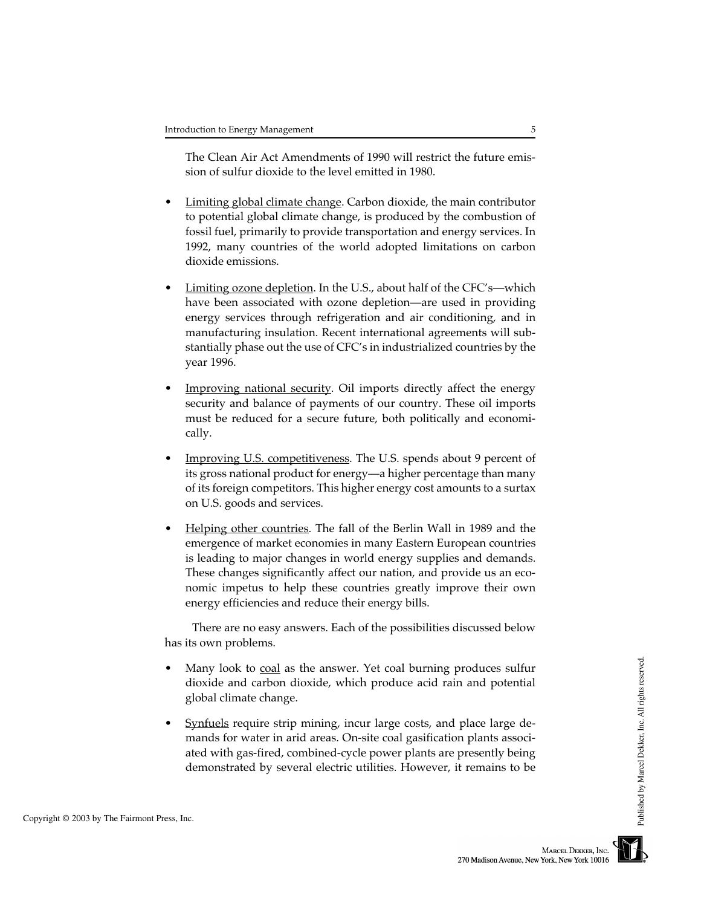The Clean Air Act Amendments of 1990 will restrict the future emission of sulfur dioxide to the level emitted in 1980.

- Limiting global climate change. Carbon dioxide, the main contributor to potential global climate change, is produced by the combustion of fossil fuel, primarily to provide transportation and energy services. In 1992, many countries of the world adopted limitations on carbon dioxide emissions.
- Limiting ozone depletion. In the U.S., about half of the CFC's—which have been associated with ozone depletion—are used in providing energy services through refrigeration and air conditioning, and in manufacturing insulation. Recent international agreements will substantially phase out the use of CFC's in industrialized countries by the year 1996.
- Improving national security. Oil imports directly affect the energy security and balance of payments of our country. These oil imports must be reduced for a secure future, both politically and economically.
- Improving U.S. competitiveness. The U.S. spends about 9 percent of its gross national product for energy—a higher percentage than many of its foreign competitors. This higher energy cost amounts to a surtax on U.S. goods and services.
- Helping other countries. The fall of the Berlin Wall in 1989 and the emergence of market economies in many Eastern European countries is leading to major changes in world energy supplies and demands. These changes significantly affect our nation, and provide us an economic impetus to help these countries greatly improve their own energy efficiencies and reduce their energy bills.

There are no easy answers. Each of the possibilities discussed below has its own problems.

- Many look to coal as the answer. Yet coal burning produces sulfur dioxide and carbon dioxide, which produce acid rain and potential global climate change.
- Synfuels require strip mining, incur large costs, and place large demands for water in arid areas. On-site coal gasification plants associated with gas-fired, combined-cycle power plants are presently being demonstrated by several electric utilities. However, it remains to be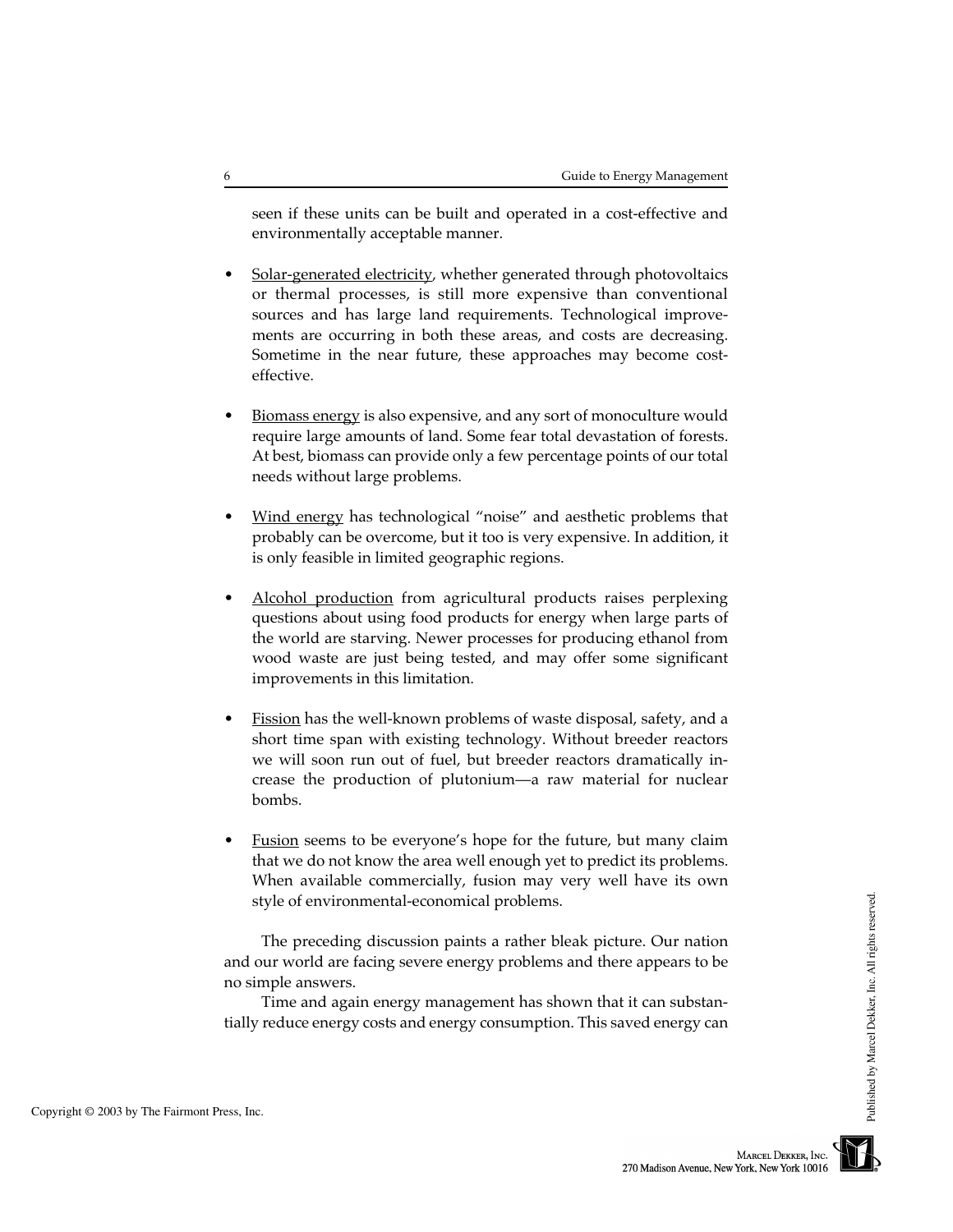seen if these units can be built and operated in a cost-effective and environmentally acceptable manner.

- Solar-generated electricity, whether generated through photovoltaics or thermal processes, is still more expensive than conventional sources and has large land requirements. Technological improvements are occurring in both these areas, and costs are decreasing. Sometime in the near future, these approaches may become cost-effective.

- Biomass energy is also expensive, and any sort of monoculture would require large amounts of land. Some fear total devastation of forests. At best, biomass can provide only a few percentage points of our total needs without large problems.

- Wind energy has technological "noise" and aesthetic problems that probably can be overcome, but it too is very expensive. In addition, it is only feasible in limited geographic regions.

- Alcohol production from agricultural products raises perplexing questions about using food products for energy when large parts of the world are starving. Newer processes for producing ethanol from wood waste are just being tested, and may offer some significant improvements in this limitation.

- Fission has the well-known problems of waste disposal, safety, and a short time span with existing technology. Without breeder reactors we will soon run out of fuel, but breeder reactors dramatically increase the production of plutonium—a raw material for nuclear bombs.

- Fusion seems to be everyone's hope for the future, but many claim that we do not know the area well enough yet to predict its problems. When available commercially, fusion may very well have its own style of environmental-economical problems.

The preceding discussion paints a rather bleak picture. Our nation and our world are facing severe energy problems and there appears to be no simple answers.

Time and again energy management has shown that it can substantially reduce energy costs and energy consumption. This saved energy can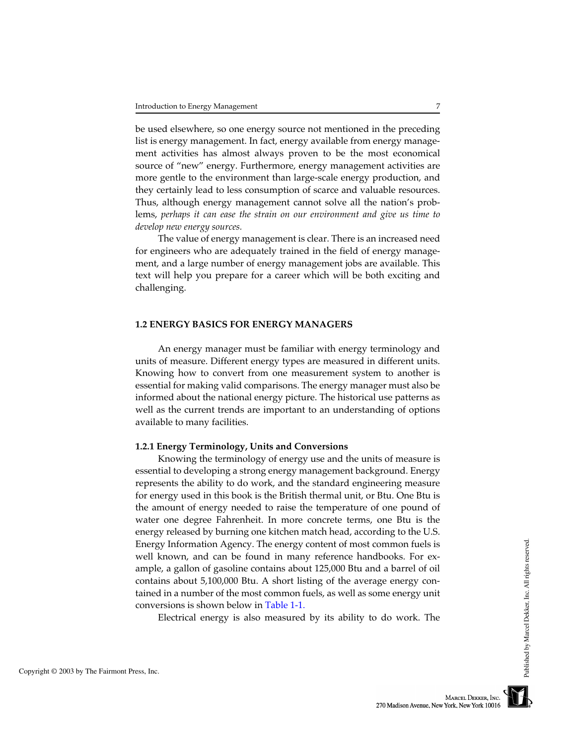be used elsewhere, so one energy source not mentioned in the preceding list is energy management. In fact, energy available from energy management activities has almost always proven to be the most economical source of "new" energy. Furthermore, energy management activities are more gentle to the environment than large-scale energy production, and they certainly lead to less consumption of scarce and valuable resources. Thus, although energy management cannot solve all the nation's problems, *perhaps it can ease the strain on our environment and give us time to develop new energy sources.*

The value of energy management is clear. There is an increased need for engineers who are adequately trained in the field of energy management, and a large number of energy management jobs are available. This text will help you prepare for a career which will be both exciting and challenging.

## 1.2 ENERGY BASICS FOR ENERGY MANAGERS

An energy manager must be familiar with energy terminology and units of measure. Different energy types are measured in different units. Knowing how to convert from one measurement system to another is essential for making valid comparisons. The energy manager must also be informed about the national energy picture. The historical use patterns as well as the current trends are important to an understanding of options available to many facilities.

### 1.2.1 Energy Terminology, Units and Conversions

Knowing the terminology of energy use and the units of measure is essential to developing a strong energy management background. Energy represents the ability to do work, and the standard engineering measure for energy used in this book is the British thermal unit, or Btu. One Btu is the amount of energy needed to raise the temperature of one pound of water one degree Fahrenheit. In more concrete terms, one Btu is the energy released by burning one kitchen match head, according to the U.S. Energy Information Agency. The energy content of most common fuels is well known, and can be found in many reference handbooks. For example, a gallon of gasoline contains about 125,000 Btu and a barrel of oil contains about 5,100,000 Btu. A short listing of the average energy contained in a number of the most common fuels, as well as some energy unit conversions is shown below in Table 1-1.

Electrical energy is also measured by its ability to do work. The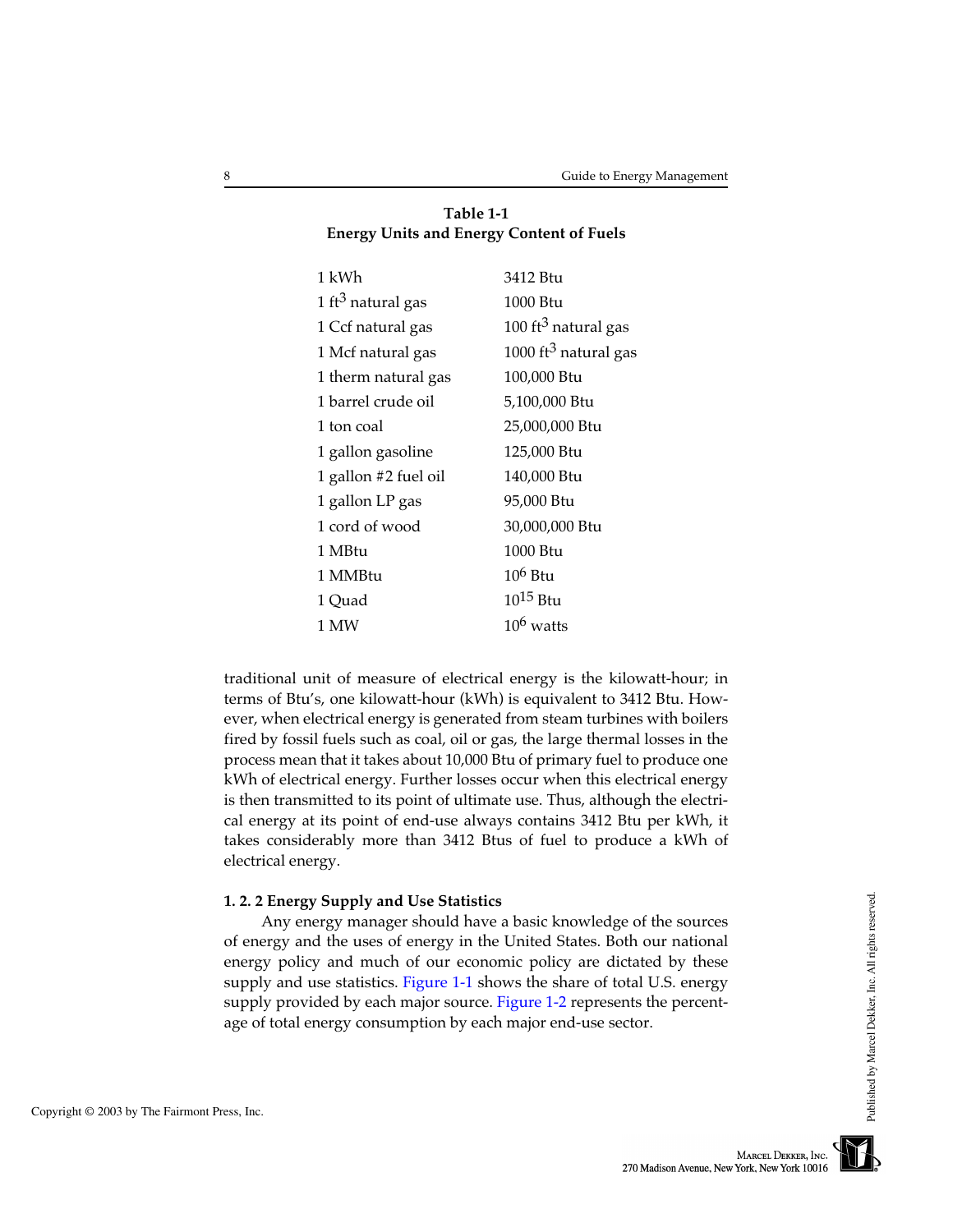**Table 1-1**
**Energy Units and Energy Content of Fuels**

| | |
|---|---|
| 1 kWh | 3412 Btu |
| 1 $ft^3$ natural gas | 1000 Btu |
| 1 Ccf natural gas | 100 $ft^3$ natural gas |
| 1 Mcf natural gas | 1000 $ft^3$ natural gas |
| 1 therm natural gas | 100,000 Btu |
| 1 barrel crude oil | 5,100,000 Btu |
| 1 ton coal | 25,000,000 Btu |
| 1 gallon gasoline | 125,000 Btu |
| 1 gallon #2 fuel oil | 140,000 Btu |
| 1 gallon LP gas | 95,000 Btu |
| 1 cord of wood | 30,000,000 Btu |
| 1 MBtu | 1000 Btu |
| 1 MMBtu | $10^6$ Btu |
| 1 Quad | $10^{15}$ Btu |
| 1 MW | $10^6$ watts |

traditional unit of measure of electrical energy is the kilowatt-hour; in terms of Btu's, one kilowatt-hour (kWh) is equivalent to 3412 Btu. However, when electrical energy is generated from steam turbines with boilers fired by fossil fuels such as coal, oil or gas, the large thermal losses in the process mean that it takes about 10,000 Btu of primary fuel to produce one kWh of electrical energy. Further losses occur when this electrical energy is then transmitted to its point of ultimate use. Thus, although the electrical energy at its point of end-use always contains 3412 Btu per kWh, it takes considerably more than 3412 Btus of fuel to produce a kWh of electrical energy.

### 1. 2. 2 Energy Supply and Use Statistics

Any energy manager should have a basic knowledge of the sources of energy and the uses of energy in the United States. Both our national energy policy and much of our economic policy are dictated by these supply and use statistics. Figure 1-1 shows the share of total U.S. energy supply provided by each major source. Figure 1-2 represents the percentage of total energy consumption by each major end-use sector.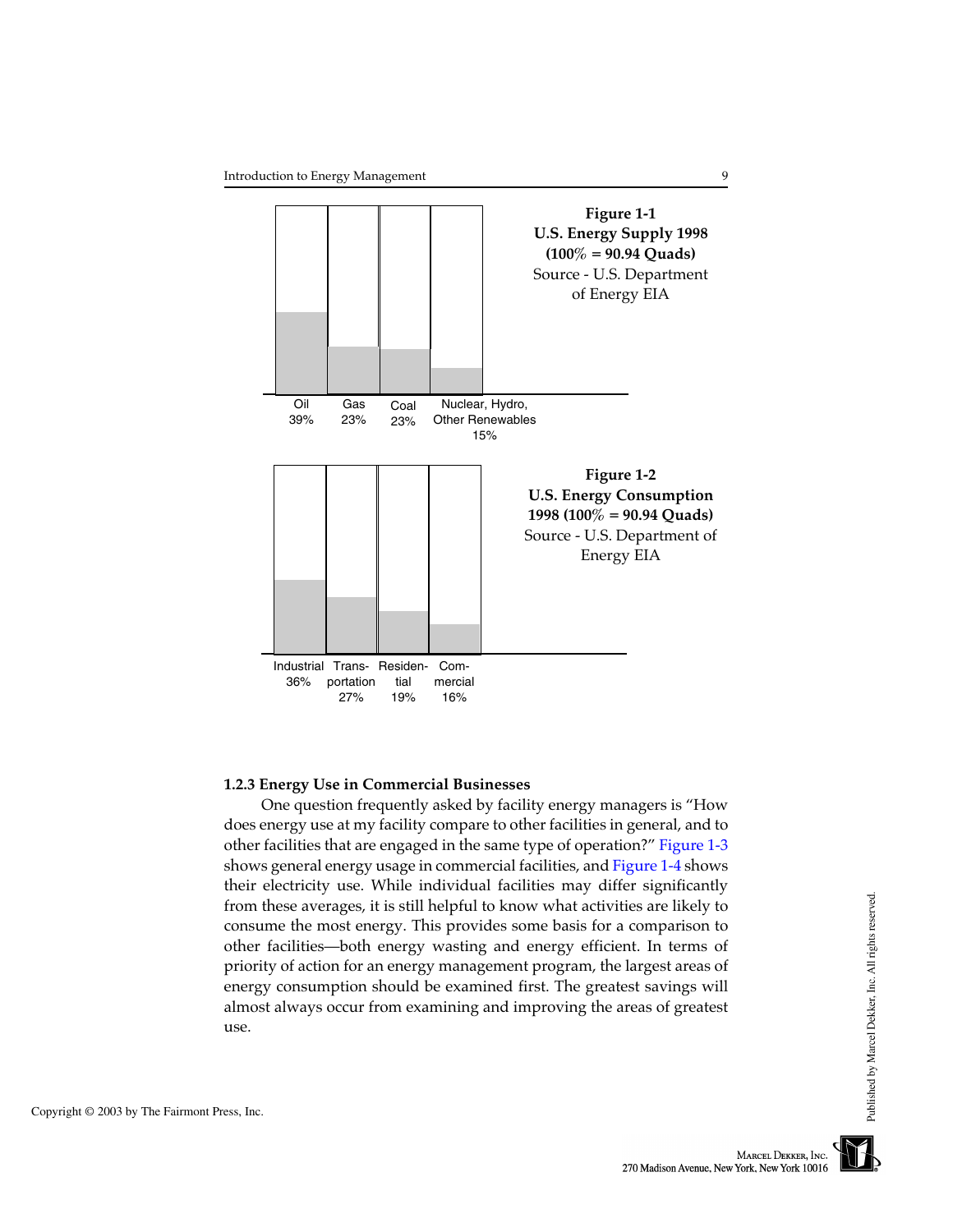| Oil | Gas | Coal | Nuclear, Hydro, Other Renewables |
|---|---|---|---|
| 39% | 23% | 23% | 15% |

**Figure 1-1**
**U.S. Energy Supply 1998**
**(100% = 90.94 Quads)**
Source - U.S. Department of Energy EIA

| Industrial | Transportation | Residential | Commercial |
|---|---|---|---|
| 36% | 27% | 19% | 16% |

**Figure 1-2**
**U.S. Energy Consumption 1998 (100% = 90.94 Quads)**
Source - U.S. Department of Energy EIA

### 1.2.3 Energy Use in Commercial Businesses

One question frequently asked by facility energy managers is "How does energy use at my facility compare to other facilities in general, and to other facilities that are engaged in the same type of operation?" Figure 1-3 shows general energy usage in commercial facilities, and Figure 1-4 shows their electricity use. While individual facilities may differ significantly from these averages, it is still helpful to know what activities are likely to consume the most energy. This provides some basis for a comparison to other facilities—both energy wasting and energy efficient. In terms of priority of action for an energy management program, the largest areas of energy consumption should be examined first. The greatest savings will almost always occur from examining and improving the areas of greatest use.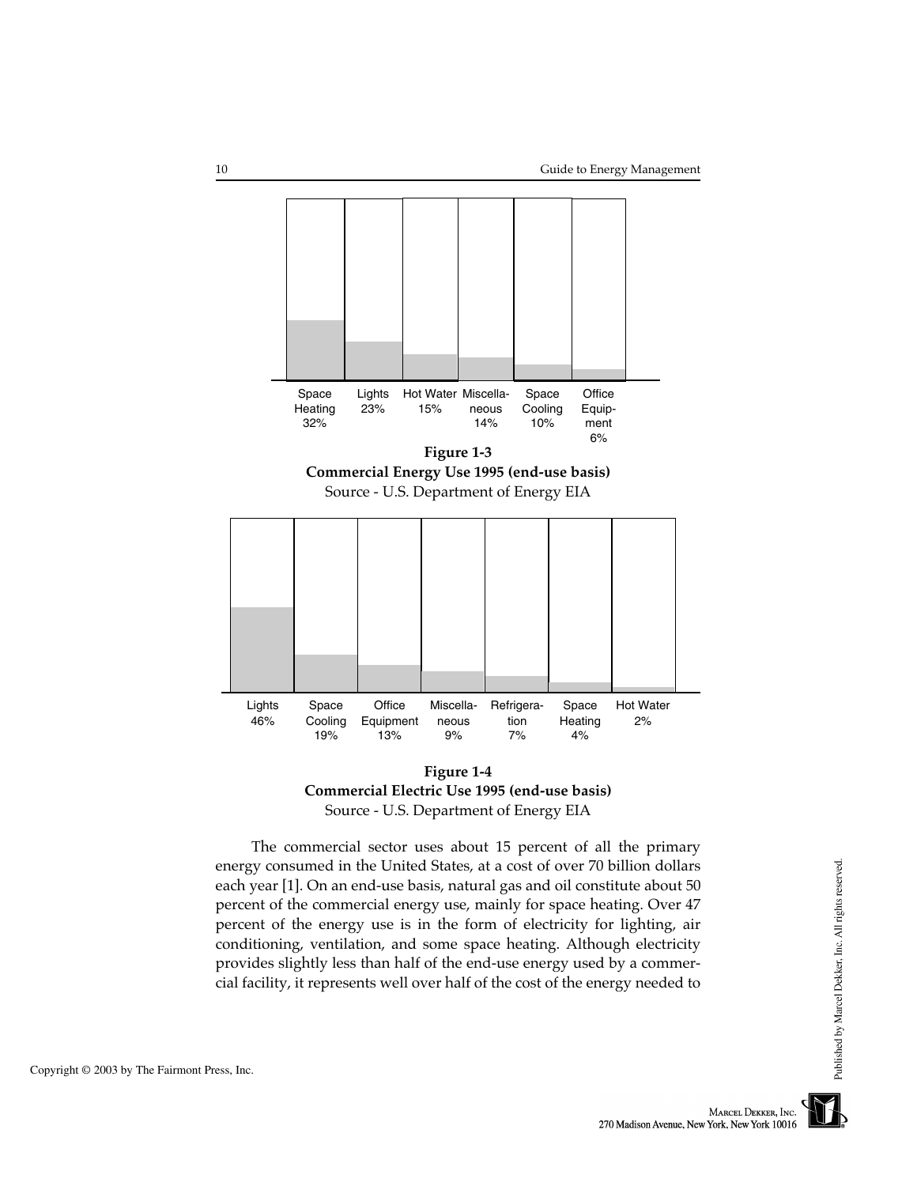| Space Heating 32% | Lights 23% | Hot Water 15% | Miscellaneous 14% | Space Cooling 10% | Office Equipment 6% |
|---|---|---|---|---|---|

**Figure 1-3**
**Commercial Energy Use 1995 (end-use basis)**
Source - U.S. Department of Energy EIA

| Lights 46% | Space Cooling 19% | Office Equipment 13% | Miscellaneous 9% | Refrigeration 7% | Space Heating 4% | Hot Water 2% |
|---|---|---|---|---|---|---|

**Figure 1-4**
**Commercial Electric Use 1995 (end-use basis)**
Source - U.S. Department of Energy EIA

The commercial sector uses about 15 percent of all the primary energy consumed in the United States, at a cost of over 70 billion dollars each year [1]. On an end-use basis, natural gas and oil constitute about 50 percent of the commercial energy use, mainly for space heating. Over 47 percent of the energy use is in the form of electricity for lighting, air conditioning, ventilation, and some space heating. Although electricity provides slightly less than half of the end-use energy used by a commercial facility, it represents well over half of the cost of the energy needed to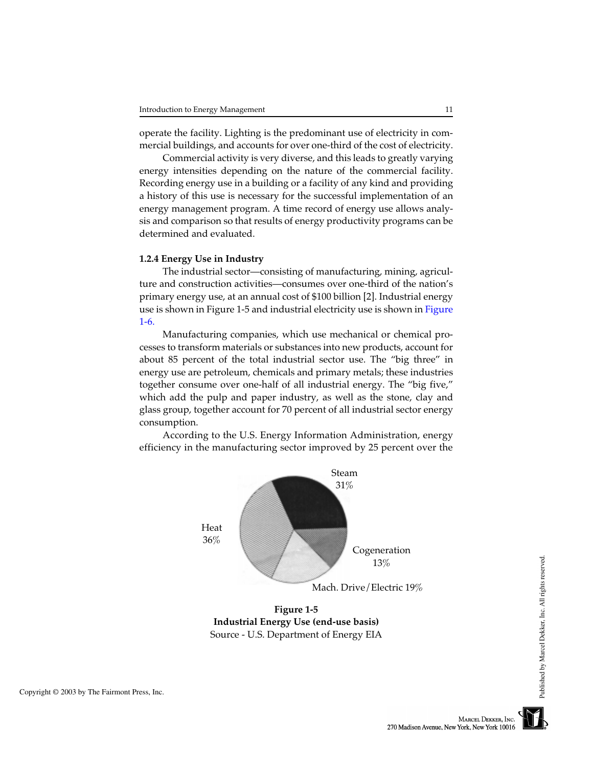operate the facility. Lighting is the predominant use of electricity in commercial buildings, and accounts for over one-third of the cost of electricity.

Commercial activity is very diverse, and this leads to greatly varying energy intensities depending on the nature of the commercial facility. Recording energy use in a building or a facility of any kind and providing a history of this use is necessary for the successful implementation of an energy management program. A time record of energy use allows analysis and comparison so that results of energy productivity programs can be determined and evaluated.

### 1.2.4 Energy Use in Industry

The industrial sector—consisting of manufacturing, mining, agriculture and construction activities—consumes over one-third of the nation's primary energy use, at an annual cost of $100 billion [2]. Industrial energy use is shown in Figure 1-5 and industrial electricity use is shown in Figure 1-6.

Manufacturing companies, which use mechanical or chemical processes to transform materials or substances into new products, account for about 85 percent of the total industrial sector use. The "big three" in energy use are petroleum, chemicals and primary metals; these industries together consume over one-half of all industrial energy. The "big five," which add the pulp and paper industry, as well as the stone, clay and glass group, together account for 70 percent of all industrial sector energy consumption.

According to the U.S. Energy Information Administration, energy efficiency in the manufacturing sector improved by 25 percent over the

Steam 31%

Heat 36%

Cogeneration 13%

Mach. Drive/Electric 19%

**Figure 1-5**
**Industrial Energy Use (end-use basis)**
Source - U.S. Department of Energy EIA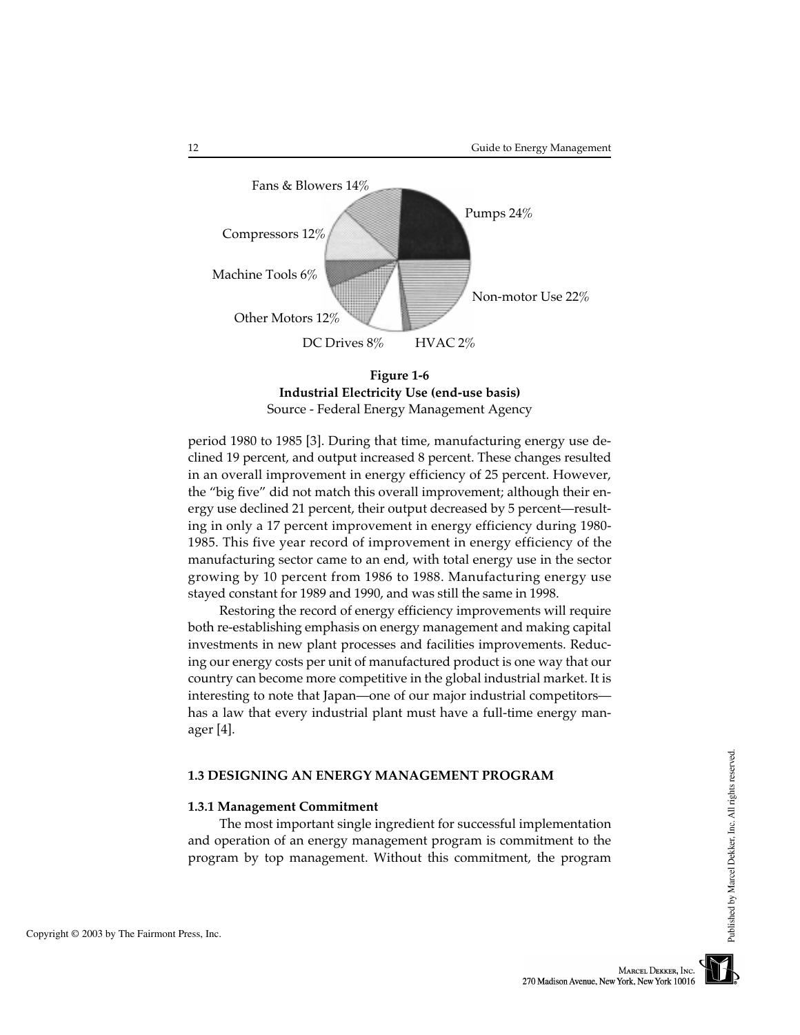Fans & Blowers 14%

Pumps 24%

Compressors 12%

Machine Tools 6%

Non-motor Use 22%

Other Motors 12%

DC Drives 8%

HVAC 2%

**Figure 1-6**
**Industrial Electricity Use (end-use basis)**
Source - Federal Energy Management Agency

period 1980 to 1985 [3]. During that time, manufacturing energy use declined 19 percent, and output increased 8 percent. These changes resulted in an overall improvement in energy efficiency of 25 percent. However, the "big five" did not match this overall improvement; although their energy use declined 21 percent, their output decreased by 5 percent—resulting in only a 17 percent improvement in energy efficiency during 1980-1985. This five year record of improvement in energy efficiency of the manufacturing sector came to an end, with total energy use in the sector growing by 10 percent from 1986 to 1988. Manufacturing energy use stayed constant for 1989 and 1990, and was still the same in 1998.

Restoring the record of energy efficiency improvements will require both re-establishing emphasis on energy management and making capital investments in new plant processes and facilities improvements. Reducing our energy costs per unit of manufactured product is one way that our country can become more competitive in the global industrial market. It is interesting to note that Japan—one of our major industrial competitors—has a law that every industrial plant must have a full-time energy manager [4].

## 1.3 DESIGNING AN ENERGY MANAGEMENT PROGRAM

### 1.3.1 Management Commitment

The most important single ingredient for successful implementation and operation of an energy management program is commitment to the program by top management. Without this commitment, the program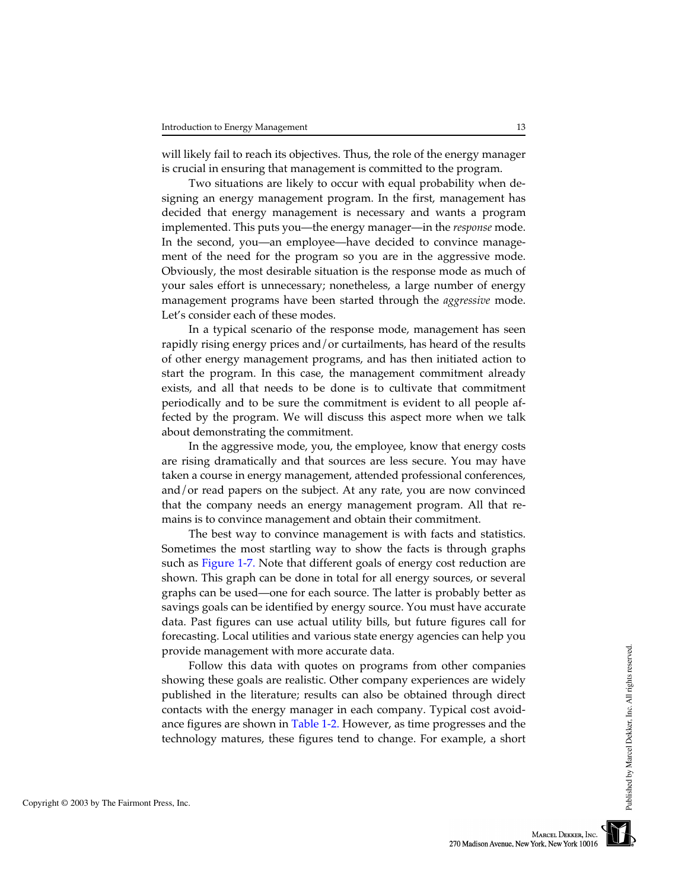will likely fail to reach its objectives. Thus, the role of the energy manager is crucial in ensuring that management is committed to the program.

Two situations are likely to occur with equal probability when designing an energy management program. In the first, management has decided that energy management is necessary and wants a program implemented. This puts you—the energy manager—in the *response* mode. In the second, you—an employee—have decided to convince management of the need for the program so you are in the aggressive mode. Obviously, the most desirable situation is the response mode as much of your sales effort is unnecessary; nonetheless, a large number of energy management programs have been started through the *aggressive* mode. Let's consider each of these modes.

In a typical scenario of the response mode, management has seen rapidly rising energy prices and/or curtailments, has heard of the results of other energy management programs, and has then initiated action to start the program. In this case, the management commitment already exists, and all that needs to be done is to cultivate that commitment periodically and to be sure the commitment is evident to all people affected by the program. We will discuss this aspect more when we talk about demonstrating the commitment.

In the aggressive mode, you, the employee, know that energy costs are rising dramatically and that sources are less secure. You may have taken a course in energy management, attended professional conferences, and/or read papers on the subject. At any rate, you are now convinced that the company needs an energy management program. All that remains is to convince management and obtain their commitment.

The best way to convince management is with facts and statistics. Sometimes the most startling way to show the facts is through graphs such as Figure 1-7. Note that different goals of energy cost reduction are shown. This graph can be done in total for all energy sources, or several graphs can be used—one for each source. The latter is probably better as savings goals can be identified by energy source. You must have accurate data. Past figures can use actual utility bills, but future figures call for forecasting. Local utilities and various state energy agencies can help you provide management with more accurate data.

Follow this data with quotes on programs from other companies showing these goals are realistic. Other company experiences are widely published in the literature; results can also be obtained through direct contacts with the energy manager in each company. Typical cost avoidance figures are shown in Table 1-2. However, as time progresses and the technology matures, these figures tend to change. For example, a short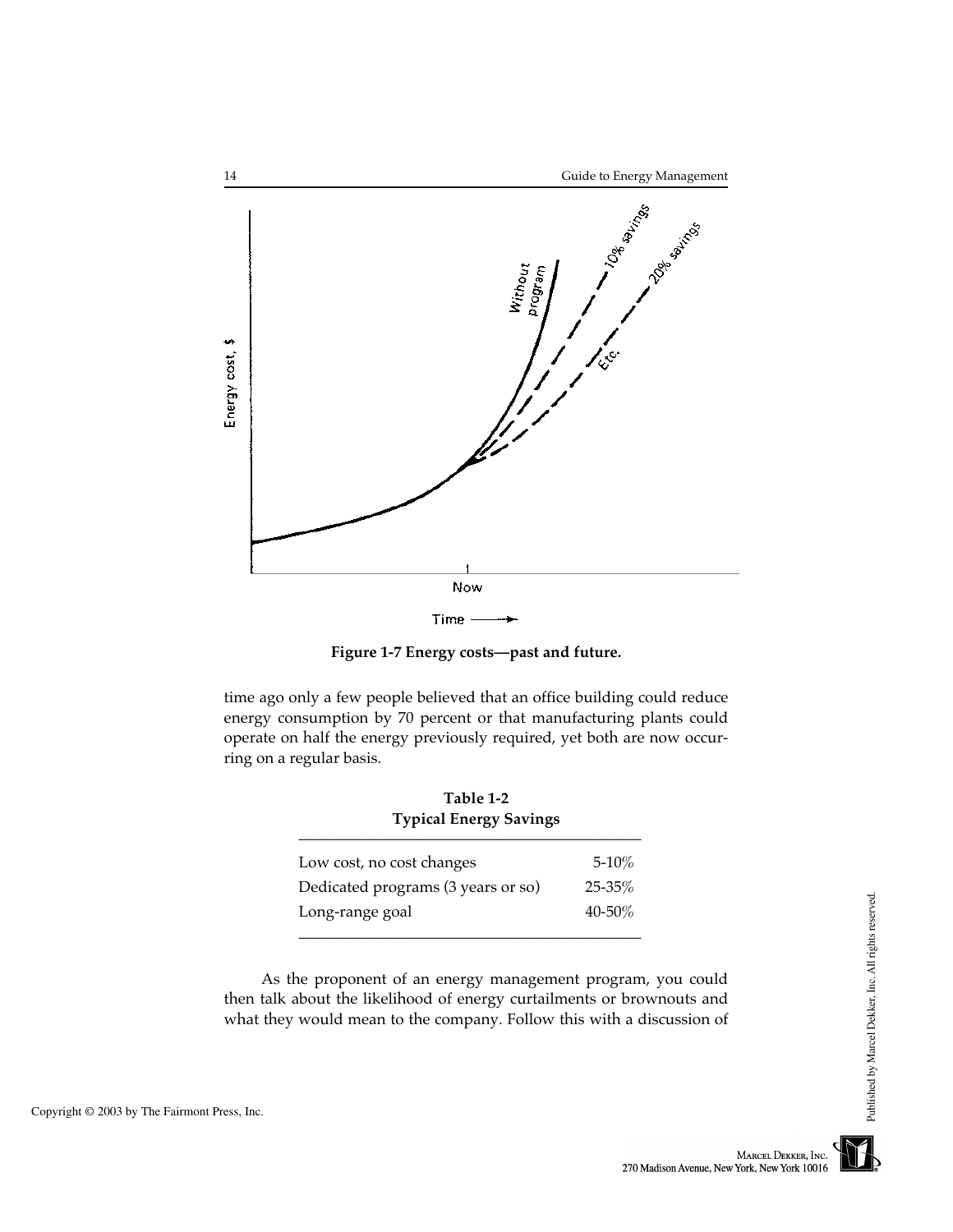Figure 1-7 **Energy costs—past and future.**

time ago only a few people believed that an office building could reduce energy consumption by 70 percent or that manufacturing plants could operate on half the energy previously required, yet both are now occurring on a regular basis.

**Table 1-2**
**Typical Energy Savings**

| | |
|---|---|
| Low cost, no cost changes | 5-10% |
| Dedicated programs (3 years or so) | 25-35% |
| Long-range goal | 40-50% |

As the proponent of an energy management program, you could then talk about the likelihood of energy curtailments or brownouts and what they would mean to the company. Follow this with a discussion of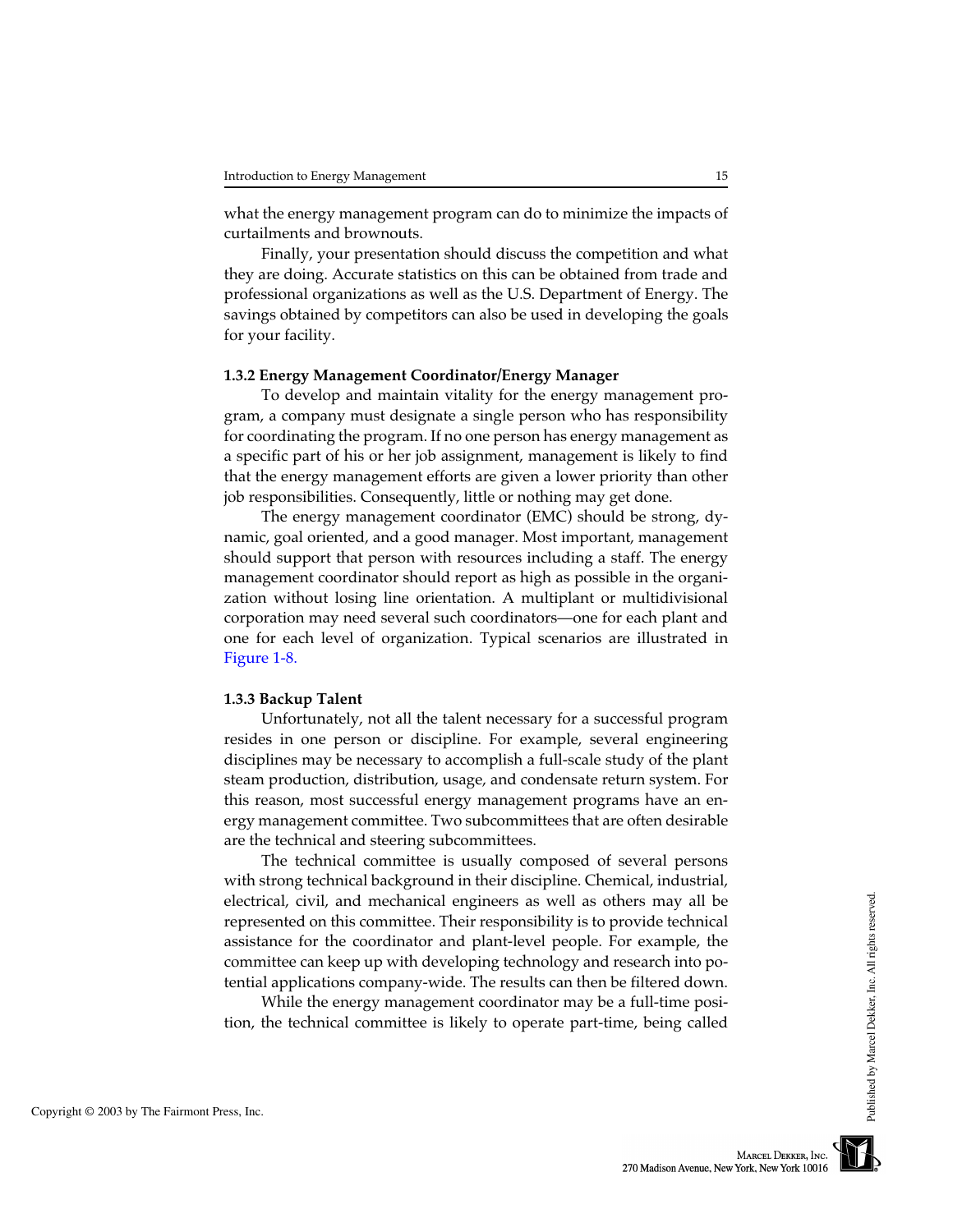what the energy management program can do to minimize the impacts of curtailments and brownouts.

Finally, your presentation should discuss the competition and what they are doing. Accurate statistics on this can be obtained from trade and professional organizations as well as the U.S. Department of Energy. The savings obtained by competitors can also be used in developing the goals for your facility.

### 1.3.2 Energy Management Coordinator/Energy Manager

To develop and maintain vitality for the energy management program, a company must designate a single person who has responsibility for coordinating the program. If no one person has energy management as a specific part of his or her job assignment, management is likely to find that the energy management efforts are given a lower priority than other job responsibilities. Consequently, little or nothing may get done.

The energy management coordinator (EMC) should be strong, dynamic, goal oriented, and a good manager. Most important, management should support that person with resources including a staff. The energy management coordinator should report as high as possible in the organization without losing line orientation. A multiplant or multidivisional corporation may need several such coordinators—one for each plant and one for each level of organization. Typical scenarios are illustrated in Figure 1-8.

### 1.3.3 Backup Talent

Unfortunately, not all the talent necessary for a successful program resides in one person or discipline. For example, several engineering disciplines may be necessary to accomplish a full-scale study of the plant steam production, distribution, usage, and condensate return system. For this reason, most successful energy management programs have an energy management committee. Two subcommittees that are often desirable are the technical and steering subcommittees.

The technical committee is usually composed of several persons with strong technical background in their discipline. Chemical, industrial, electrical, civil, and mechanical engineers as well as others may all be represented on this committee. Their responsibility is to provide technical assistance for the coordinator and plant-level people. For example, the committee can keep up with developing technology and research into potential applications company-wide. The results can then be filtered down.

While the energy management coordinator may be a full-time position, the technical committee is likely to operate part-time, being called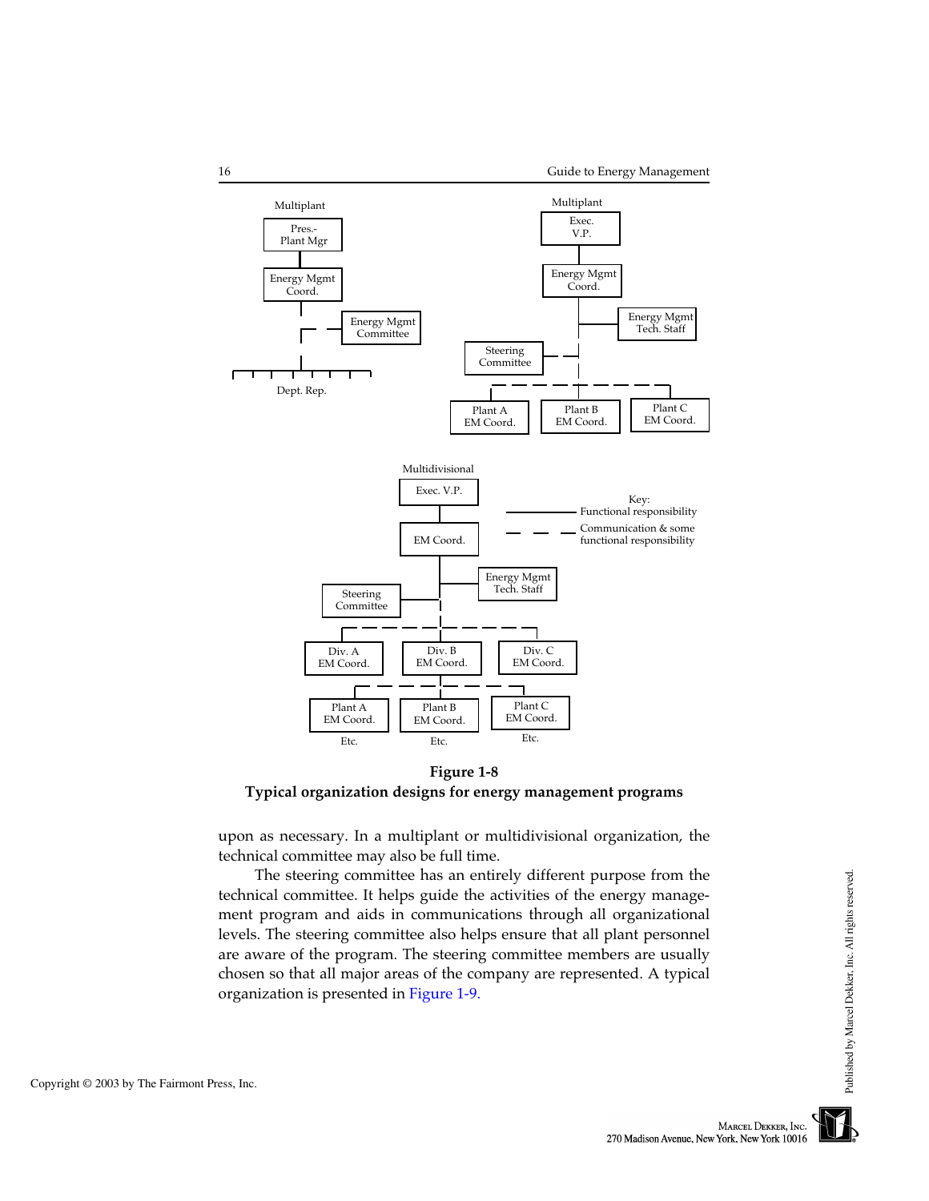**Figure 1-8**
**Typical organization designs for energy management programs**

upon as necessary. In a multiplant or multidivisional organization, the technical committee may also be full time.

The steering committee has an entirely different purpose from the technical committee. It helps guide the activities of the energy management program and aids in communications through all organizational levels. The steering committee also helps ensure that all plant personnel are aware of the program. The steering committee members are usually chosen so that all major areas of the company are represented. A typical organization is presented in Figure 1-9.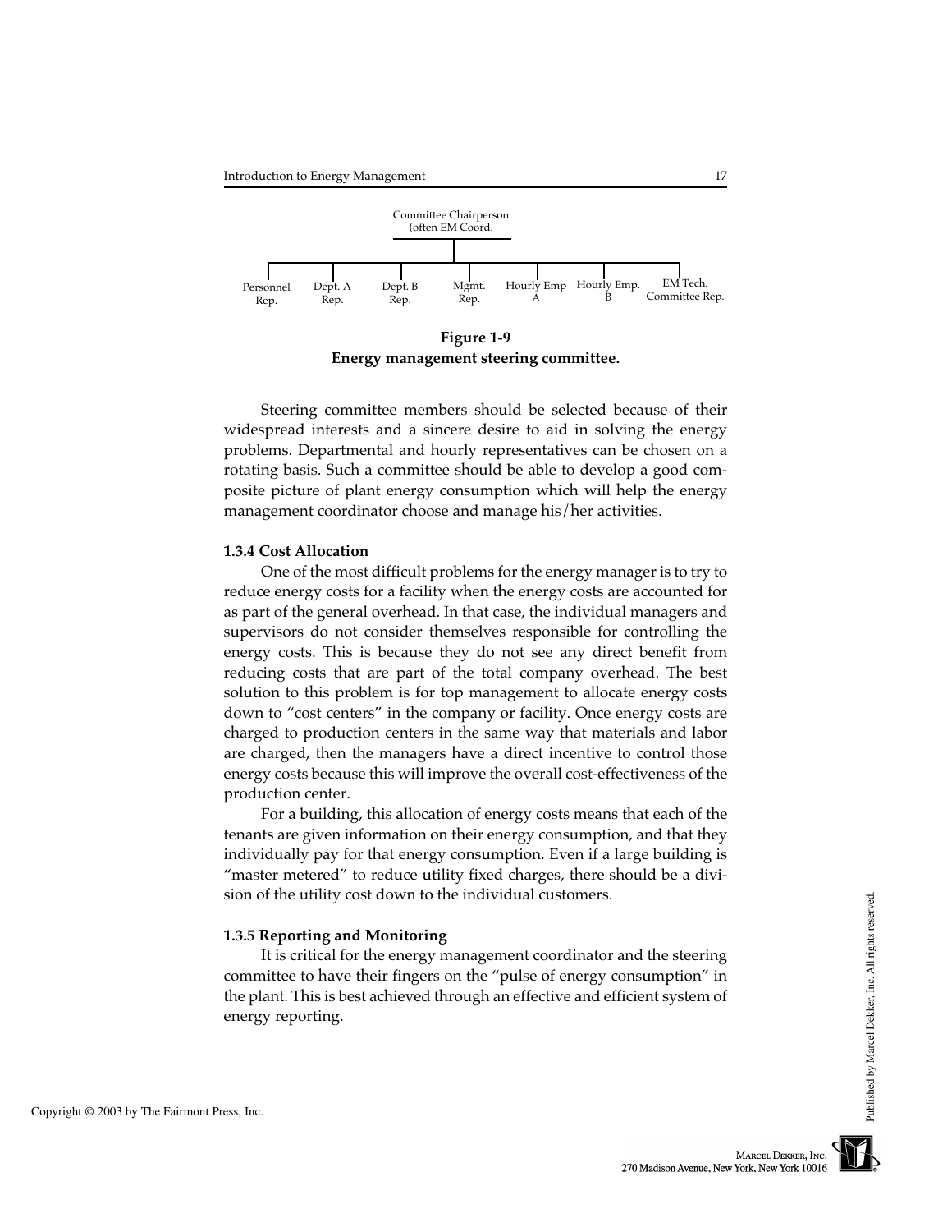Committee Chairperson (often EM Coord.

Personnel Rep. | Dept. A Rep. | Dept. B Rep. | Mgmt. Rep. | Hourly Emp A | Hourly Emp. B | EM Tech. Committee Rep.

**Figure 1-9**
**Energy management steering committee.**

Steering committee members should be selected because of their widespread interests and a sincere desire to aid in solving the energy problems. Departmental and hourly representatives can be chosen on a rotating basis. Such a committee should be able to develop a good composite picture of plant energy consumption which will help the energy management coordinator choose and manage his/her activities.

### 1.3.4 Cost Allocation

One of the most difficult problems for the energy manager is to try to reduce energy costs for a facility when the energy costs are accounted for as part of the general overhead. In that case, the individual managers and supervisors do not consider themselves responsible for controlling the energy costs. This is because they do not see any direct benefit from reducing costs that are part of the total company overhead. The best solution to this problem is for top management to allocate energy costs down to "cost centers" in the company or facility. Once energy costs are charged to production centers in the same way that materials and labor are charged, then the managers have a direct incentive to control those energy costs because this will improve the overall cost-effectiveness of the production center.

For a building, this allocation of energy costs means that each of the tenants are given information on their energy consumption, and that they individually pay for that energy consumption. Even if a large building is "master metered" to reduce utility fixed charges, there should be a division of the utility cost down to the individual customers.

### 1.3.5 Reporting and Monitoring

It is critical for the energy management coordinator and the steering committee to have their fingers on the "pulse of energy consumption" in the plant. This is best achieved through an effective and efficient system of energy reporting.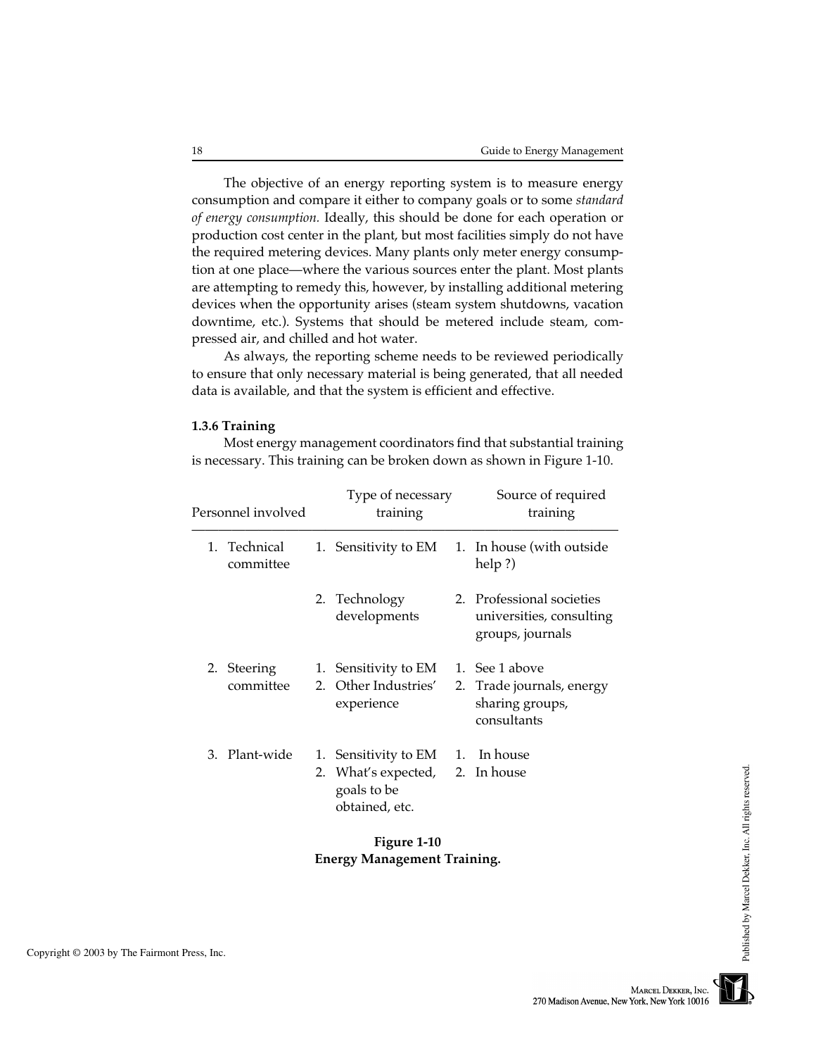The objective of an energy reporting system is to measure energy consumption and compare it either to company goals or to some *standard of energy consumption.* Ideally, this should be done for each operation or production cost center in the plant, but most facilities simply do not have the required metering devices. Many plants only meter energy consumption at one place—where the various sources enter the plant. Most plants are attempting to remedy this, however, by installing additional metering devices when the opportunity arises (steam system shutdowns, vacation downtime, etc.). Systems that should be metered include steam, compressed air, and chilled and hot water.

As always, the reporting scheme needs to be reviewed periodically to ensure that only necessary material is being generated, that all needed data is available, and that the system is efficient and effective.

**1.3.6 Training**

Most energy management coordinators find that substantial training is necessary. This training can be broken down as shown in Figure 1-10.

| Personnel involved | Type of necessary training | Source of required training |
|---|---|---|
| 1. Technical committee | 1. Sensitivity to EM | 1. In house (with outside help ?) |
| | 2. Technology developments | 2. Professional societies universities, consulting groups, journals |
| 2. Steering committee | 1. Sensitivity to EM | 1. See 1 above |
| | 2. Other Industries' experience | 2. Trade journals, energy sharing groups, consultants |
| 3. Plant-wide | 1. Sensitivity to EM | 1. In house |
| | 2. What's expected, goals to be obtained, etc. | 2. In house |

**Figure 1-10**
**Energy Management Training.**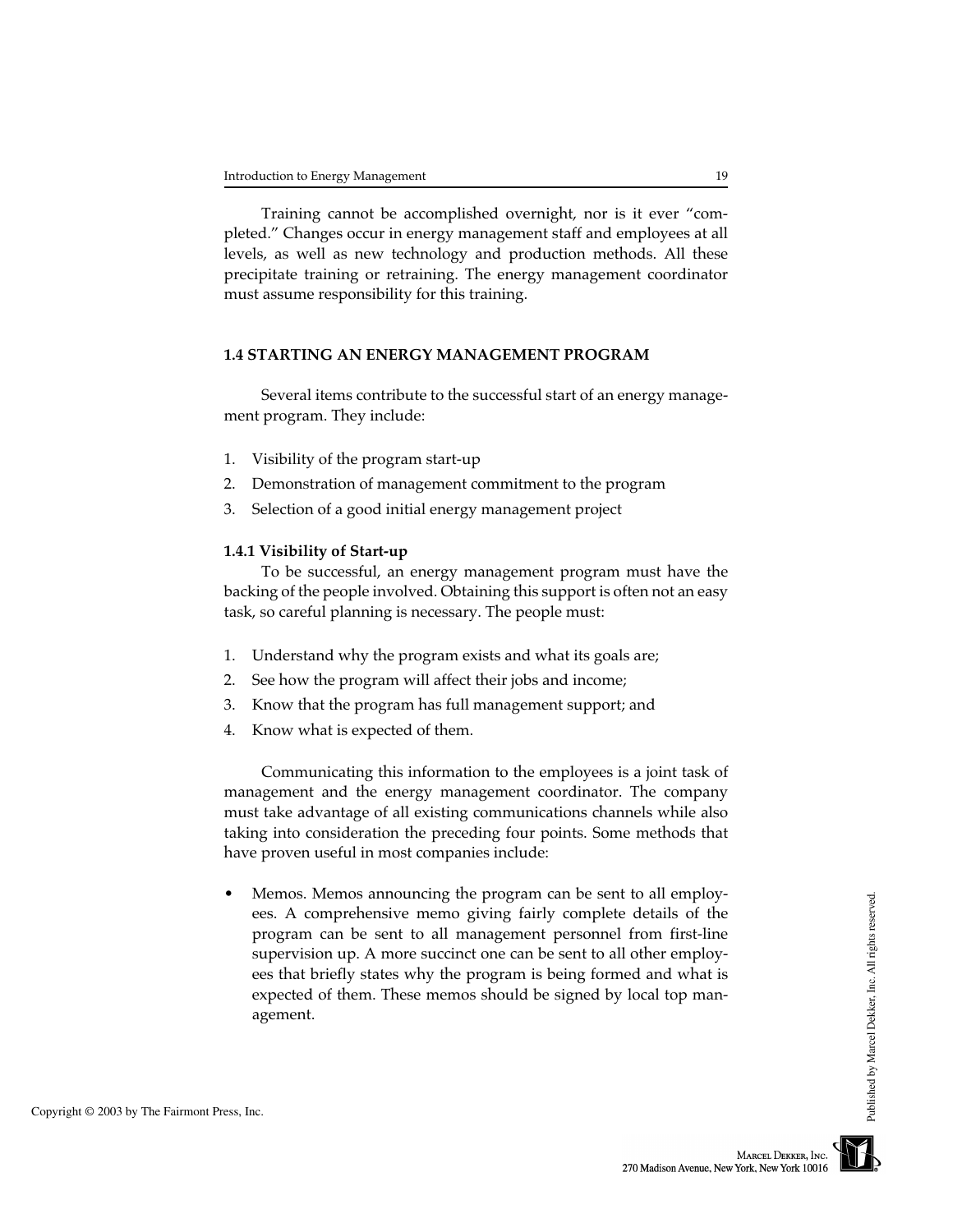Training cannot be accomplished overnight, nor is it ever "completed." Changes occur in energy management staff and employees at all levels, as well as new technology and production methods. All these precipitate training or retraining. The energy management coordinator must assume responsibility for this training.

## 1.4 STARTING AN ENERGY MANAGEMENT PROGRAM

Several items contribute to the successful start of an energy management program. They include:

1. Visibility of the program start-up
2. Demonstration of management commitment to the program
3. Selection of a good initial energy management project

### 1.4.1 Visibility of Start-up

To be successful, an energy management program must have the backing of the people involved. Obtaining this support is often not an easy task, so careful planning is necessary. The people must:

1. Understand why the program exists and what its goals are;
2. See how the program will affect their jobs and income;
3. Know that the program has full management support; and
4. Know what is expected of them.

Communicating this information to the employees is a joint task of management and the energy management coordinator. The company must take advantage of all existing communications channels while also taking into consideration the preceding four points. Some methods that have proven useful in most companies include:

- Memos. Memos announcing the program can be sent to all employees. A comprehensive memo giving fairly complete details of the program can be sent to all management personnel from first-line supervision up. A more succinct one can be sent to all other employees that briefly states why the program is being formed and what is expected of them. These memos should be signed by local top management.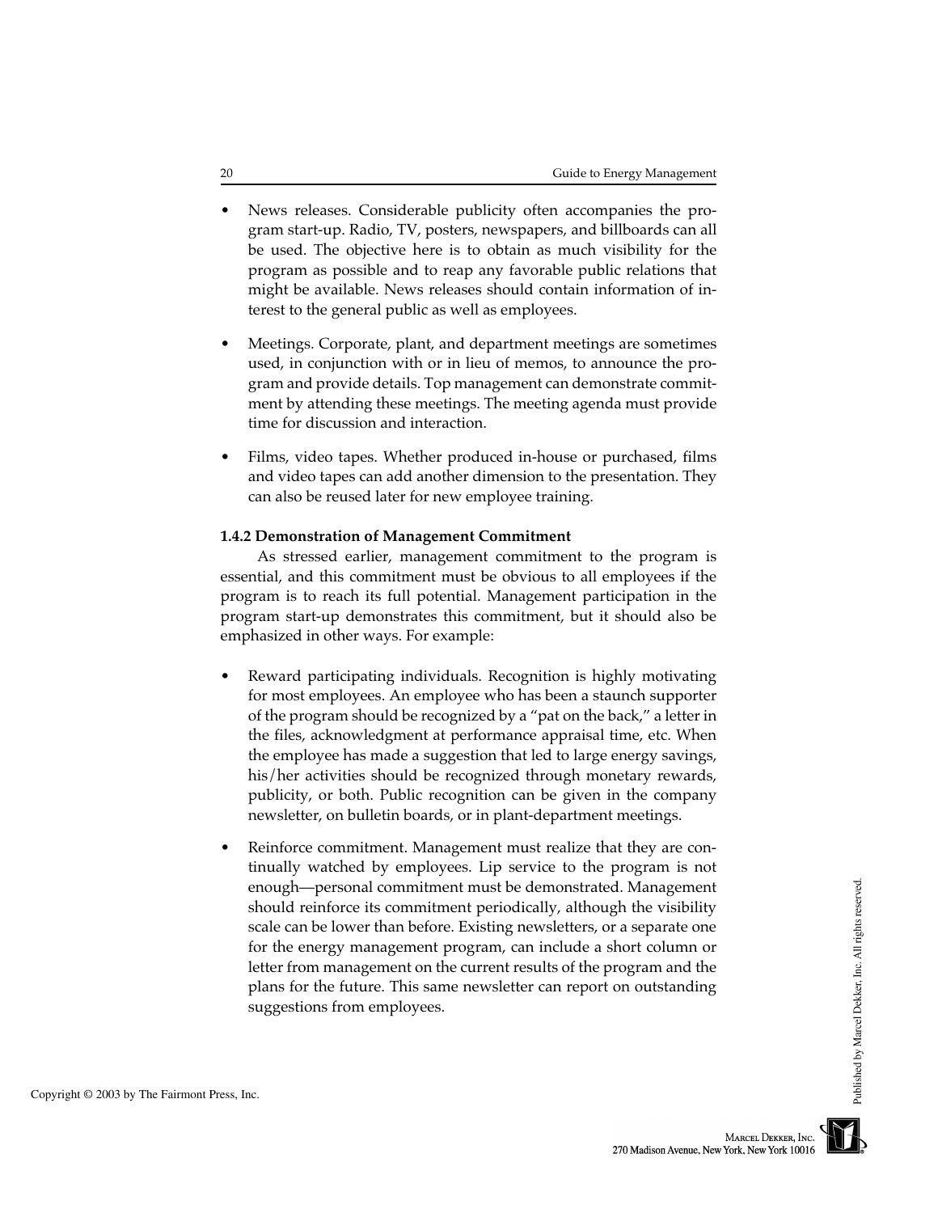- News releases. Considerable publicity often accompanies the program start-up. Radio, TV, posters, newspapers, and billboards can all be used. The objective here is to obtain as much visibility for the program as possible and to reap any favorable public relations that might be available. News releases should contain information of interest to the general public as well as employees.

- Meetings. Corporate, plant, and department meetings are sometimes used, in conjunction with or in lieu of memos, to announce the program and provide details. Top management can demonstrate commitment by attending these meetings. The meeting agenda must provide time for discussion and interaction.

- Films, video tapes. Whether produced in-house or purchased, films and video tapes can add another dimension to the presentation. They can also be reused later for new employee training.

### 1.4.2 Demonstration of Management Commitment

As stressed earlier, management commitment to the program is essential, and this commitment must be obvious to all employees if the program is to reach its full potential. Management participation in the program start-up demonstrates this commitment, but it should also be emphasized in other ways. For example:

- Reward participating individuals. Recognition is highly motivating for most employees. An employee who has been a staunch supporter of the program should be recognized by a "pat on the back," a letter in the files, acknowledgment at performance appraisal time, etc. When the employee has made a suggestion that led to large energy savings, his/her activities should be recognized through monetary rewards, publicity, or both. Public recognition can be given in the company newsletter, on bulletin boards, or in plant-department meetings.

- Reinforce commitment. Management must realize that they are continually watched by employees. Lip service to the program is not enough—personal commitment must be demonstrated. Management should reinforce its commitment periodically, although the visibility scale can be lower than before. Existing newsletters, or a separate one for the energy management program, can include a short column or letter from management on the current results of the program and the plans for the future. This same newsletter can report on outstanding suggestions from employees.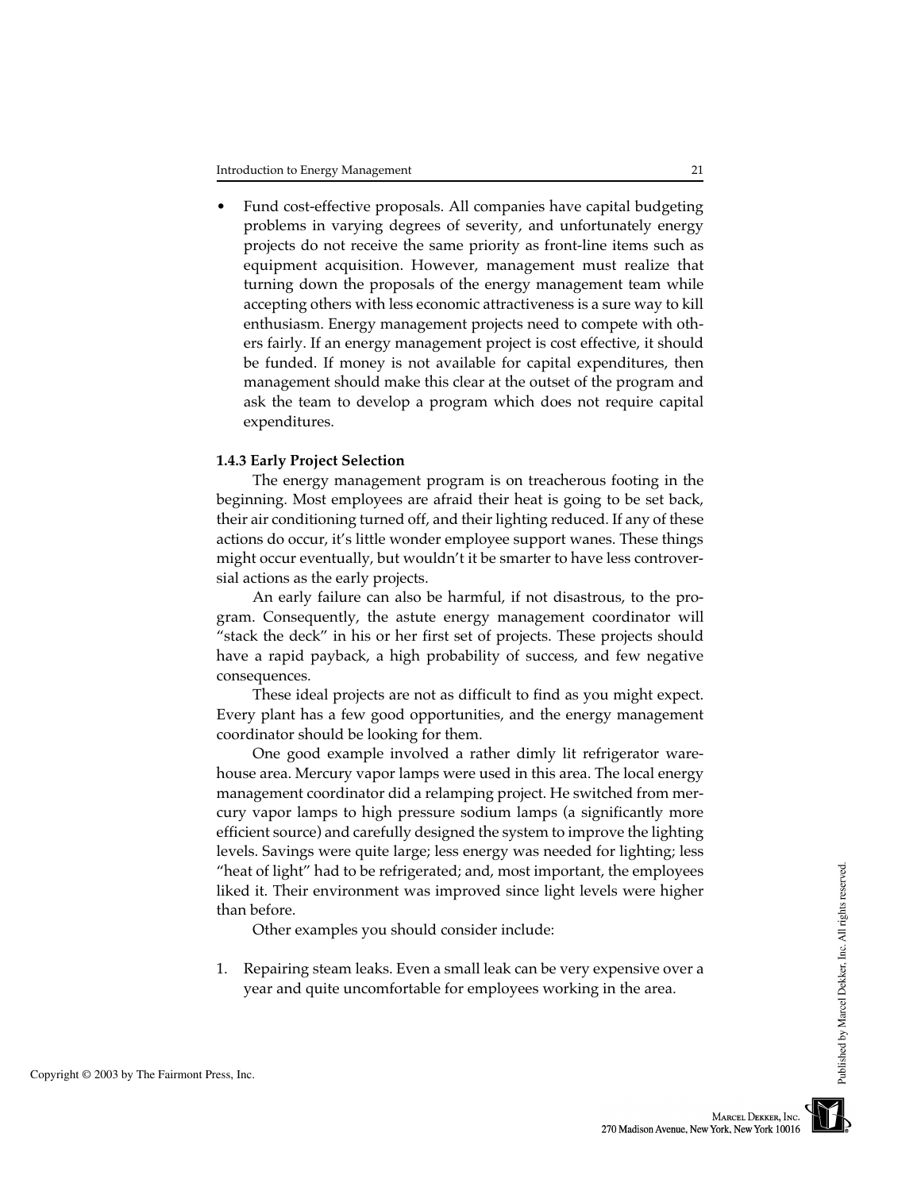- Fund cost-effective proposals. All companies have capital budgeting problems in varying degrees of severity, and unfortunately energy projects do not receive the same priority as front-line items such as equipment acquisition. However, management must realize that turning down the proposals of the energy management team while accepting others with less economic attractiveness is a sure way to kill enthusiasm. Energy management projects need to compete with others fairly. If an energy management project is cost effective, it should be funded. If money is not available for capital expenditures, then management should make this clear at the outset of the program and ask the team to develop a program which does not require capital expenditures.

### 1.4.3 Early Project Selection

The energy management program is on treacherous footing in the beginning. Most employees are afraid their heat is going to be set back, their air conditioning turned off, and their lighting reduced. If any of these actions do occur, it's little wonder employee support wanes. These things might occur eventually, but wouldn't it be smarter to have less controversial actions as the early projects.

An early failure can also be harmful, if not disastrous, to the program. Consequently, the astute energy management coordinator will "stack the deck" in his or her first set of projects. These projects should have a rapid payback, a high probability of success, and few negative consequences.

These ideal projects are not as difficult to find as you might expect. Every plant has a few good opportunities, and the energy management coordinator should be looking for them.

One good example involved a rather dimly lit refrigerator warehouse area. Mercury vapor lamps were used in this area. The local energy management coordinator did a relamping project. He switched from mercury vapor lamps to high pressure sodium lamps (a significantly more efficient source) and carefully designed the system to improve the lighting levels. Savings were quite large; less energy was needed for lighting; less "heat of light" had to be refrigerated; and, most important, the employees liked it. Their environment was improved since light levels were higher than before.

Other examples you should consider include:

1. Repairing steam leaks. Even a small leak can be very expensive over a year and quite uncomfortable for employees working in the area.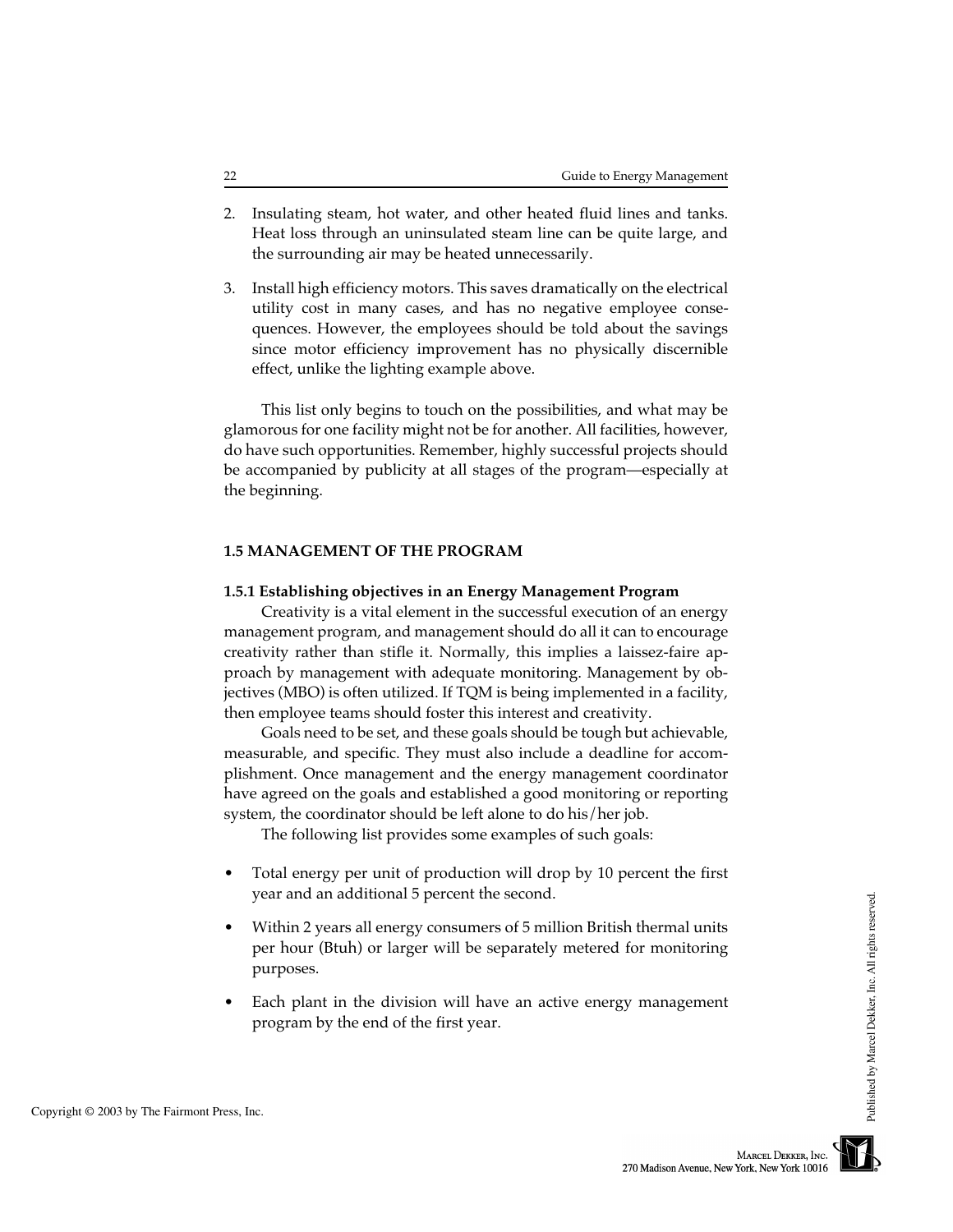2. Insulating steam, hot water, and other heated fluid lines and tanks. Heat loss through an uninsulated steam line can be quite large, and the surrounding air may be heated unnecessarily.

3. Install high efficiency motors. This saves dramatically on the electrical utility cost in many cases, and has no negative employee consequences. However, the employees should be told about the savings since motor efficiency improvement has no physically discernible effect, unlike the lighting example above.

This list only begins to touch on the possibilities, and what may be glamorous for one facility might not be for another. All facilities, however, do have such opportunities. Remember, highly successful projects should be accompanied by publicity at all stages of the program—especially at the beginning.

## 1.5 MANAGEMENT OF THE PROGRAM

### 1.5.1 Establishing objectives in an Energy Management Program

Creativity is a vital element in the successful execution of an energy management program, and management should do all it can to encourage creativity rather than stifle it. Normally, this implies a laissez-faire approach by management with adequate monitoring. Management by objectives (MBO) is often utilized. If TQM is being implemented in a facility, then employee teams should foster this interest and creativity.

Goals need to be set, and these goals should be tough but achievable, measurable, and specific. They must also include a deadline for accomplishment. Once management and the energy management coordinator have agreed on the goals and established a good monitoring or reporting system, the coordinator should be left alone to do his/her job.

The following list provides some examples of such goals:

- Total energy per unit of production will drop by 10 percent the first year and an additional 5 percent the second.
- Within 2 years all energy consumers of 5 million British thermal units per hour (Btuh) or larger will be separately metered for monitoring purposes.
- Each plant in the division will have an active energy management program by the end of the first year.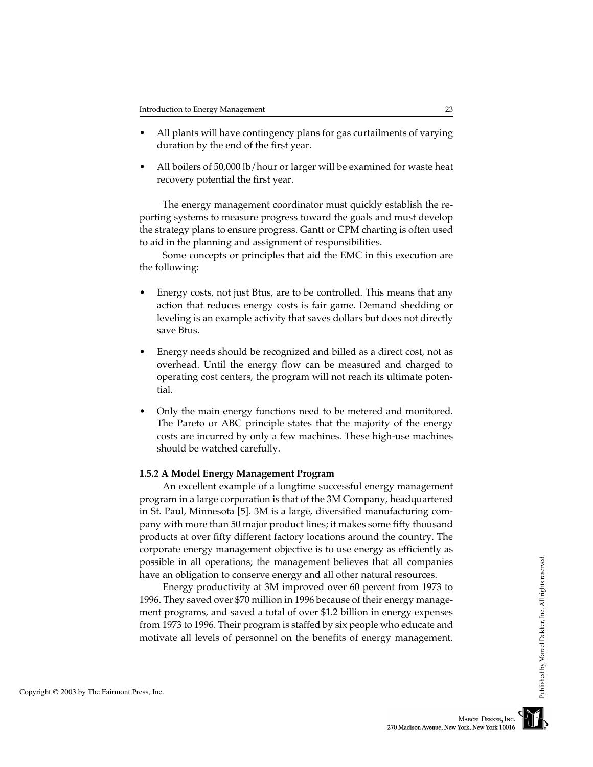- All plants will have contingency plans for gas curtailments of varying duration by the end of the first year.
- All boilers of 50,000 lb/hour or larger will be examined for waste heat recovery potential the first year.

The energy management coordinator must quickly establish the reporting systems to measure progress toward the goals and must develop the strategy plans to ensure progress. Gantt or CPM charting is often used to aid in the planning and assignment of responsibilities.

Some concepts or principles that aid the EMC in this execution are the following:

- Energy costs, not just Btus, are to be controlled. This means that any action that reduces energy costs is fair game. Demand shedding or leveling is an example activity that saves dollars but does not directly save Btus.
- Energy needs should be recognized and billed as a direct cost, not as overhead. Until the energy flow can be measured and charged to operating cost centers, the program will not reach its ultimate potential.
- Only the main energy functions need to be metered and monitored. The Pareto or ABC principle states that the majority of the energy costs are incurred by only a few machines. These high-use machines should be watched carefully.

### 1.5.2 A Model Energy Management Program

An excellent example of a longtime successful energy management program in a large corporation is that of the 3M Company, headquartered in St. Paul, Minnesota [5]. 3M is a large, diversified manufacturing company with more than 50 major product lines; it makes some fifty thousand products at over fifty different factory locations around the country. The corporate energy management objective is to use energy as efficiently as possible in all operations; the management believes that all companies have an obligation to conserve energy and all other natural resources.

Energy productivity at 3M improved over 60 percent from 1973 to 1996. They saved over $70 million in 1996 because of their energy management programs, and saved a total of over $1.2 billion in energy expenses from 1973 to 1996. Their program is staffed by six people who educate and motivate all levels of personnel on the benefits of energy management.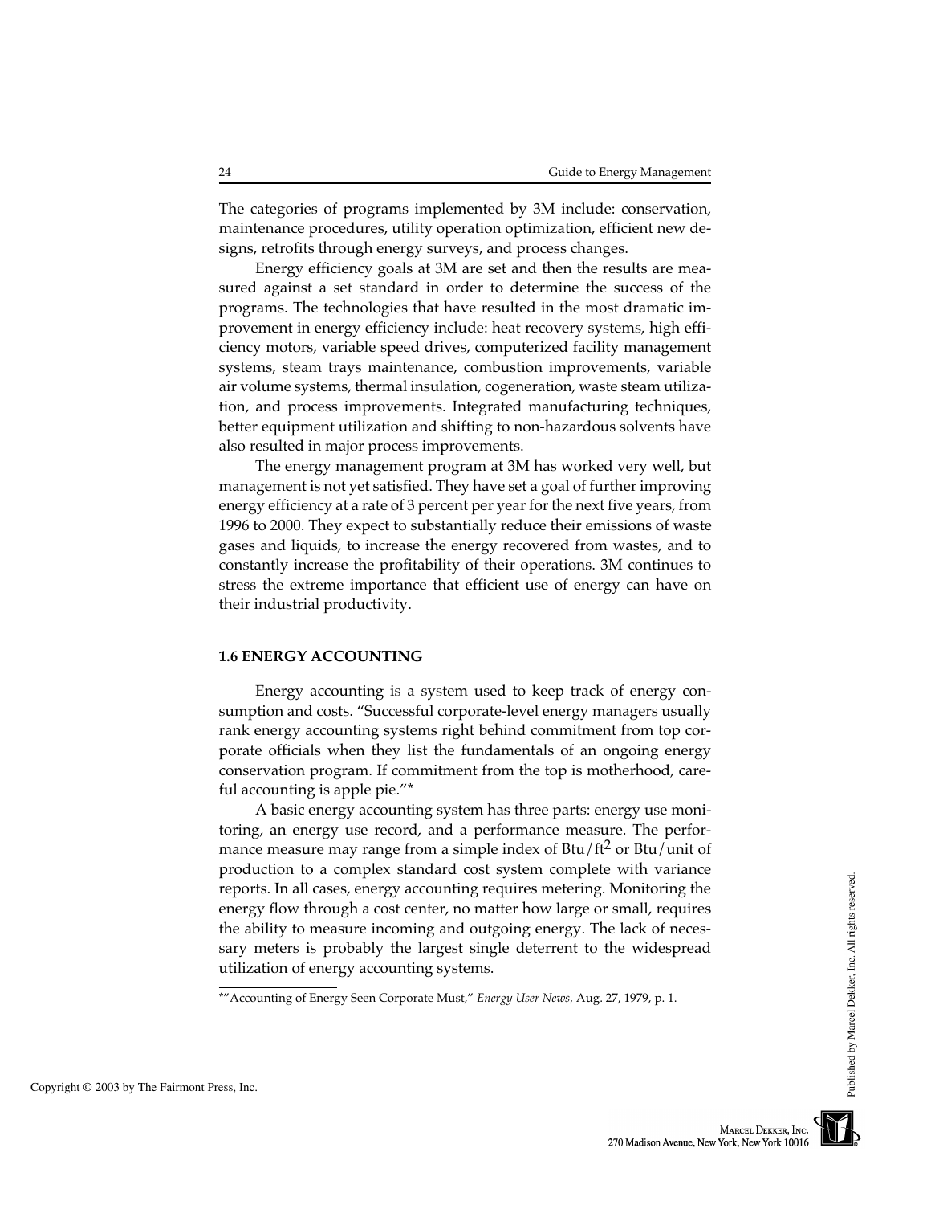The categories of programs implemented by 3M include: conservation, maintenance procedures, utility operation optimization, efficient new designs, retrofits through energy surveys, and process changes.

Energy efficiency goals at 3M are set and then the results are measured against a set standard in order to determine the success of the programs. The technologies that have resulted in the most dramatic improvement in energy efficiency include: heat recovery systems, high efficiency motors, variable speed drives, computerized facility management systems, steam trays maintenance, combustion improvements, variable air volume systems, thermal insulation, cogeneration, waste steam utilization, and process improvements. Integrated manufacturing techniques, better equipment utilization and shifting to non-hazardous solvents have also resulted in major process improvements.

The energy management program at 3M has worked very well, but management is not yet satisfied. They have set a goal of further improving energy efficiency at a rate of 3 percent per year for the next five years, from 1996 to 2000. They expect to substantially reduce their emissions of waste gases and liquids, to increase the energy recovered from wastes, and to constantly increase the profitability of their operations. 3M continues to stress the extreme importance that efficient use of energy can have on their industrial productivity.

## 1.6 ENERGY ACCOUNTING

Energy accounting is a system used to keep track of energy consumption and costs. "Successful corporate-level energy managers usually rank energy accounting systems right behind commitment from top corporate officials when they list the fundamentals of an ongoing energy conservation program. If commitment from the top is motherhood, careful accounting is apple pie."*

A basic energy accounting system has three parts: energy use monitoring, an energy use record, and a performance measure. The performance measure may range from a simple index of $Btu/ft^2$ or Btu/unit of production to a complex standard cost system complete with variance reports. In all cases, energy accounting requires metering. Monitoring the energy flow through a cost center, no matter how large or small, requires the ability to measure incoming and outgoing energy. The lack of necessary meters is probably the largest single deterrent to the widespread utilization of energy accounting systems.

*"Accounting of Energy Seen Corporate Must," *Energy User News,* Aug. 27, 1979, p. 1.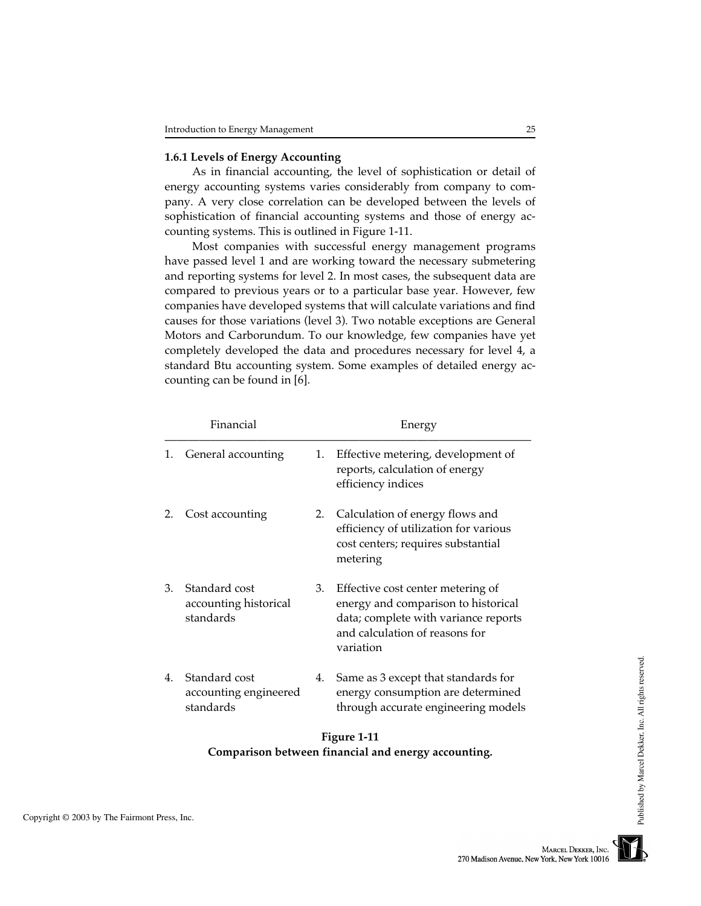### 1.6.1 Levels of Energy Accounting

As in financial accounting, the level of sophistication or detail of energy accounting systems varies considerably from company to company. A very close correlation can be developed between the levels of sophistication of financial accounting systems and those of energy accounting systems. This is outlined in Figure 1-11.

Most companies with successful energy management programs have passed level 1 and are working toward the necessary submetering and reporting systems for level 2. In most cases, the subsequent data are compared to previous years or to a particular base year. However, few companies have developed systems that will calculate variations and find causes for those variations (level 3). Two notable exceptions are General Motors and Carborundum. To our knowledge, few companies have yet completely developed the data and procedures necessary for level 4, a standard Btu accounting system. Some examples of detailed energy accounting can be found in [6].

| Financial | Energy |
|---|---|
| 1. General accounting | 1. Effective metering, development of reports, calculation of energy efficiency indices |
| 2. Cost accounting | 2. Calculation of energy flows and efficiency of utilization for various cost centers; requires substantial metering |
| 3. Standard cost accounting historical standards | 3. Effective cost center metering of energy and comparison to historical data; complete with variance reports and calculation of reasons for variation |
| 4. Standard cost accounting engineered standards | 4. Same as 3 except that standards for energy consumption are determined through accurate engineering models |

**Figure 1-11**
**Comparison between financial and energy accounting.**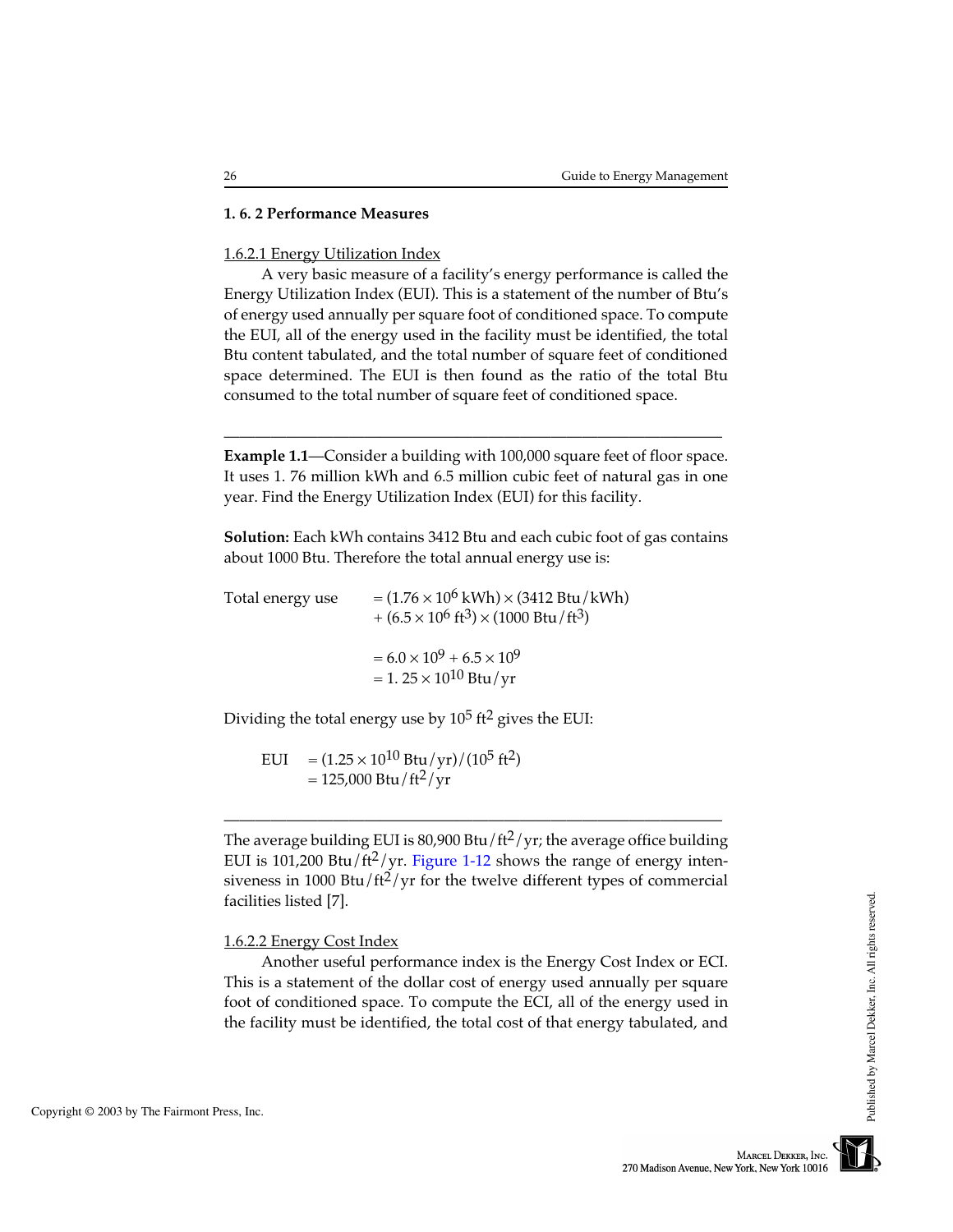### 1. 6. 2 Performance Measures

#### 1.6.2.1 Energy Utilization Index

A very basic measure of a facility's energy performance is called the Energy Utilization Index (EUI). This is a statement of the number of Btu's of energy used annually per square foot of conditioned space. To compute the EUI, all of the energy used in the facility must be identified, the total Btu content tabulated, and the total number of square feet of conditioned space determined. The EUI is then found as the ratio of the total Btu consumed to the total number of square feet of conditioned space.

---

**Example 1.1**—Consider a building with 100,000 square feet of floor space. It uses 1. 76 million kWh and 6.5 million cubic feet of natural gas in one year. Find the Energy Utilization Index (EUI) for this facility.

**Solution:** Each kWh contains 3412 Btu and each cubic foot of gas contains about 1000 Btu. Therefore the total annual energy use is:

$$\begin{aligned}\text{Total energy use} &= (1.76 \times 10^6 \text{ kWh}) \times (3412 \text{ Btu/kWh}) \\ &\quad + (6.5 \times 10^6 \text{ ft}^3) \times (1000 \text{ Btu/ft}^3) \\ &= 6.0 \times 10^9 + 6.5 \times 10^9 \\ &= 1.25 \times 10^{10} \text{ Btu/yr}\end{aligned}$$

Dividing the total energy use by $10^5$ ft$^2$ gives the EUI:

$$\begin{aligned}\text{EUI} &= (1.25 \times 10^{10} \text{ Btu/yr})/(10^5 \text{ ft}^2) \\ &= 125{,}000 \text{ Btu/ft}^2\text{/yr}\end{aligned}$$

---

The average building EUI is 80,900 Btu/ft$^2$/yr; the average office building EUI is 101,200 Btu/ft$^2$/yr. Figure 1-12 shows the range of energy intensiveness in 1000 Btu/ft$^2$/yr for the twelve different types of commercial facilities listed [7].

#### 1.6.2.2 Energy Cost Index

Another useful performance index is the Energy Cost Index or ECI. This is a statement of the dollar cost of energy used annually per square foot of conditioned space. To compute the ECI, all of the energy used in the facility must be identified, the total cost of that energy tabulated, and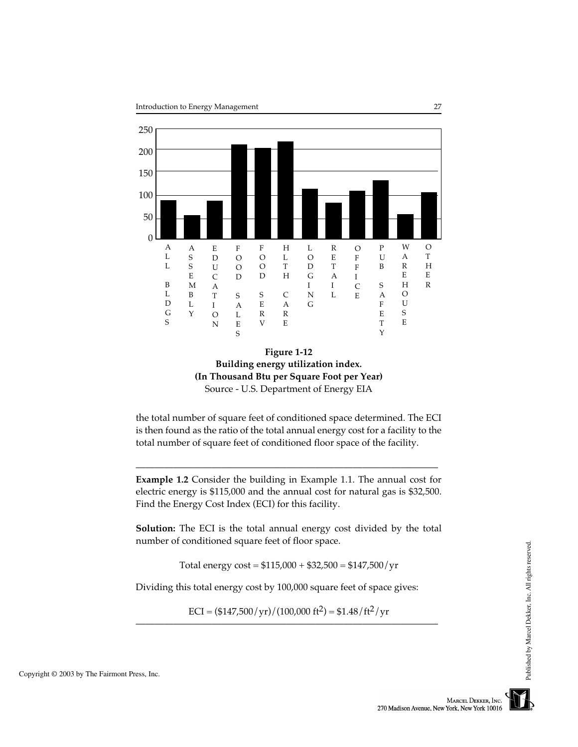Figure 1-12
Building energy utilization index.
(In Thousand Btu per Square Foot per Year)
Source - U.S. Department of Energy EIA

the total number of square feet of conditioned space determined. The ECI is then found as the ratio of the total annual energy cost for a facility to the total number of square feet of conditioned floor space of the facility.

---

**Example 1.2** Consider the building in Example 1.1. The annual cost for electric energy is $115,000 and the annual cost for natural gas is $32,500. Find the Energy Cost Index (ECI) for this facility.

**Solution:** The ECI is the total annual energy cost divided by the total number of conditioned square feet of floor space.

$$\text{Total energy cost} = \$115{,}000 + \$32{,}500 = \$147{,}500/\text{yr}$$

Dividing this total energy cost by 100,000 square feet of space gives:

$$\text{ECI} = (\$147{,}500/\text{yr})/(100{,}000 \text{ ft}^2) = \$1.48/\text{ft}^2/\text{yr}$$

---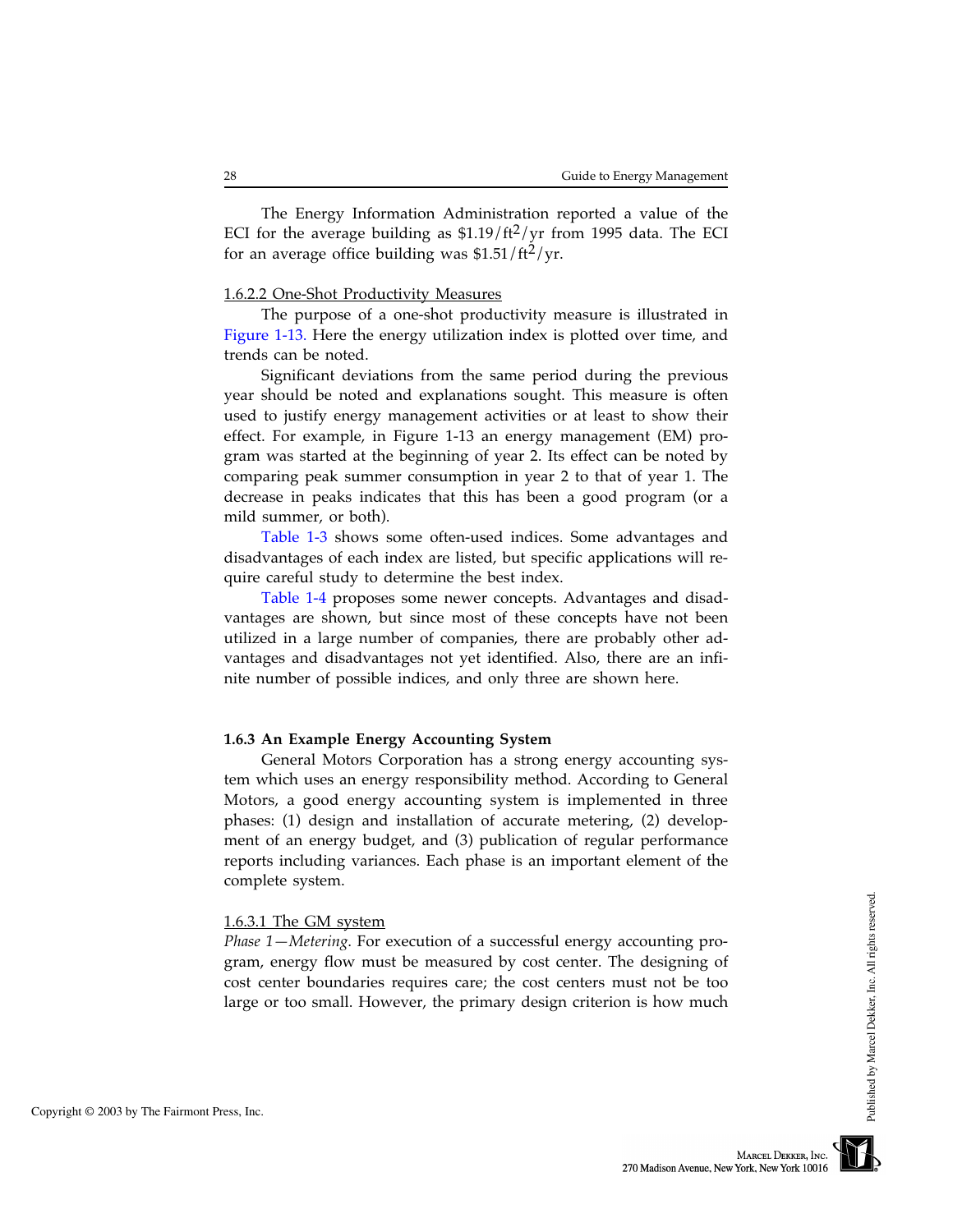The Energy Information Administration reported a value of the ECI for the average building as $1.19/ft$^2$/yr from 1995 data. The ECI for an average office building was $1.51/ft$^2$/yr.

#### 1.6.2.2 One-Shot Productivity Measures

The purpose of a one-shot productivity measure is illustrated in Figure 1-13. Here the energy utilization index is plotted over time, and trends can be noted.

Significant deviations from the same period during the previous year should be noted and explanations sought. This measure is often used to justify energy management activities or at least to show their effect. For example, in Figure 1-13 an energy management (EM) program was started at the beginning of year 2. Its effect can be noted by comparing peak summer consumption in year 2 to that of year 1. The decrease in peaks indicates that this has been a good program (or a mild summer, or both).

Table 1-3 shows some often-used indices. Some advantages and disadvantages of each index are listed, but specific applications will require careful study to determine the best index.

Table 1-4 proposes some newer concepts. Advantages and disadvantages are shown, but since most of these concepts have not been utilized in a large number of companies, there are probably other advantages and disadvantages not yet identified. Also, there are an infinite number of possible indices, and only three are shown here.

### 1.6.3 An Example Energy Accounting System

General Motors Corporation has a strong energy accounting system which uses an energy responsibility method. According to General Motors, a good energy accounting system is implemented in three phases: (1) design and installation of accurate metering, (2) development of an energy budget, and (3) publication of regular performance reports including variances. Each phase is an important element of the complete system.

#### 1.6.3.1 The GM system

*Phase 1—Metering*. For execution of a successful energy accounting program, energy flow must be measured by cost center. The designing of cost center boundaries requires care; the cost centers must not be too large or too small. However, the primary design criterion is how much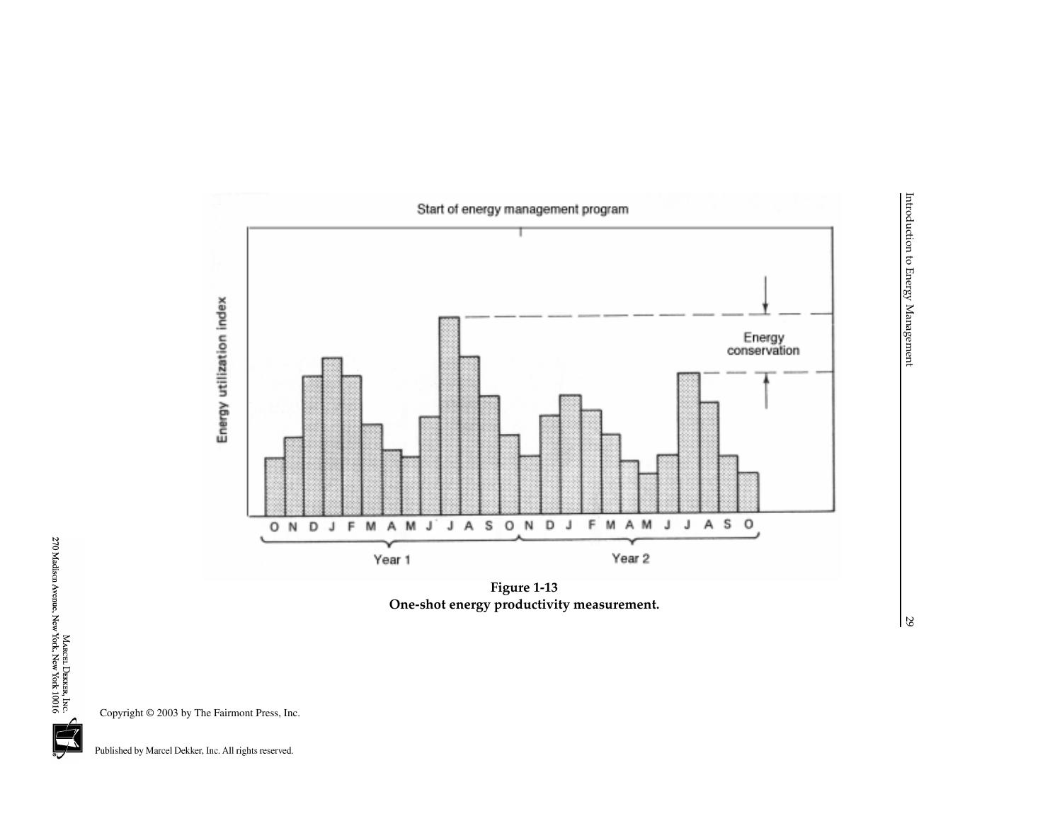**Figure 1-13**
**One-shot energy productivity measurement.**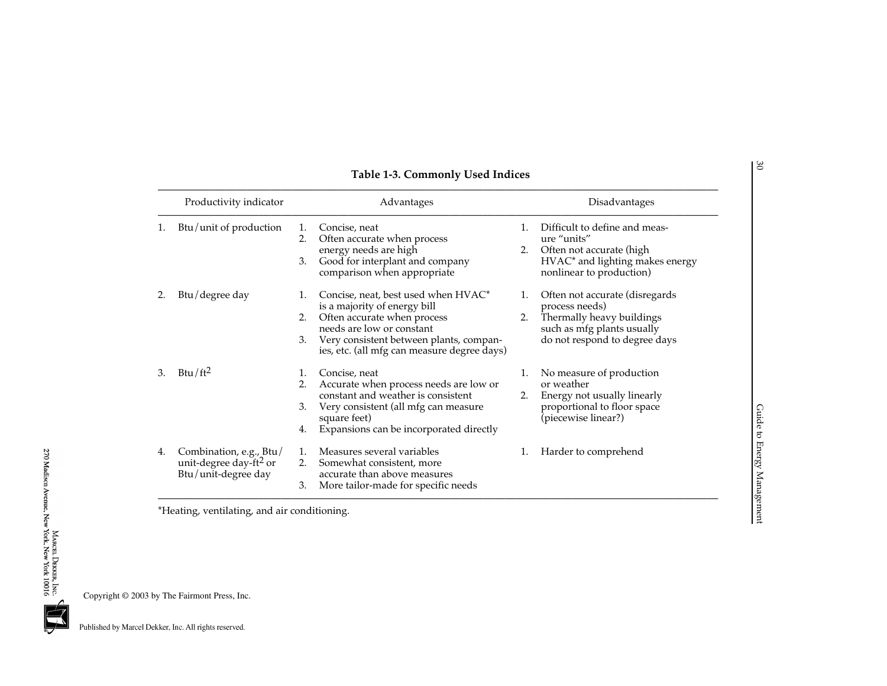**Table 1-3. Commonly Used Indices**

| Productivity indicator | Advantages | Disadvantages |
|---|---|---|
| 1. Btu/unit of production | 1. Concise, neat<br>2. Often accurate when process energy needs are high<br>3. Good for interplant and company comparison when appropriate | 1. Difficult to define and measure "units"<br>2. Often not accurate (high HVAC* and lighting makes energy nonlinear to production) |
| 2. Btu/degree day | 1. Concise, neat, best used when HVAC* is a majority of energy bill<br>2. Often accurate when process needs are low or constant<br>3. Very consistent between plants, companies, etc. (all mfg can measure degree days) | 1. Often not accurate (disregards process needs)<br>2. Thermally heavy buildings such as mfg plants usually do not respond to degree days |
| 3. Btu/ft$^2$ | 1. Concise, neat<br>2. Accurate when process needs are low or constant and weather is consistent<br>3. Very consistent (all mfg can measure square feet)<br>4. Expansions can be incorporated directly | 1. No measure of production or weather<br>2. Energy not usually linearly proportional to floor space (piecewise linear?) |
| 4. Combination, e.g., Btu/unit-degree day-ft$^2$ or Btu/unit-degree day | 1. Measures several variables<br>2. Somewhat consistent, more accurate than above measures<br>3. More tailor-made for specific needs | 1. Harder to comprehend |

*Heating, ventilating, and air conditioning.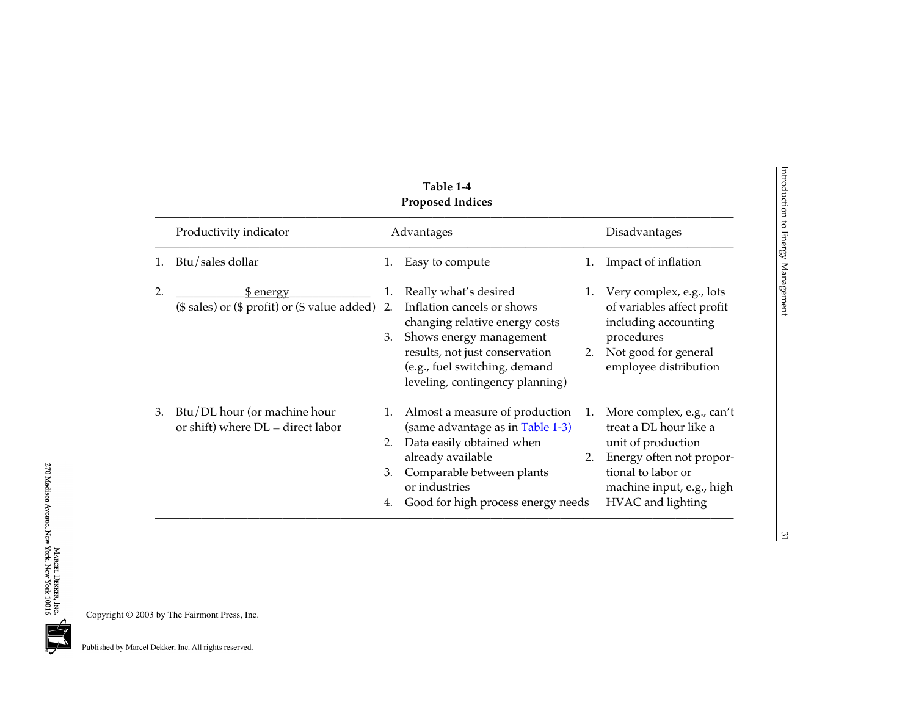**Table 1-4**
**Proposed Indices**

| | Productivity indicator | Advantages | Disadvantages |
|---|---|---|---|
| 1. | Btu/sales dollar | 1. Easy to compute | 1. Impact of inflation |
| 2. | $\dfrac{\$ \text{ energy}}{(\$ \text{ sales}) \text{ or } (\$ \text{ profit}) \text{ or } (\$ \text{ value added})}$ | 1. Really what's desired<br>2. Inflation cancels or shows changing relative energy costs<br>3. Shows energy management results, not just conservation (e.g., fuel switching, demand leveling, contingency planning) | 1. Very complex, e.g., lots of variables affect profit including accounting procedures<br>2. Not good for general employee distribution |
| 3. | Btu/DL hour (or machine hour or shift) where DL = direct labor | 1. Almost a measure of production (same advantage as in Table 1-3)<br>2. Data easily obtained when already available<br>3. Comparable between plants or industries<br>4. Good for high process energy needs | 1. More complex, e.g., can't treat a DL hour like a unit of production<br>2. Energy often not proportional to labor or machine input, e.g., high HVAC and lighting |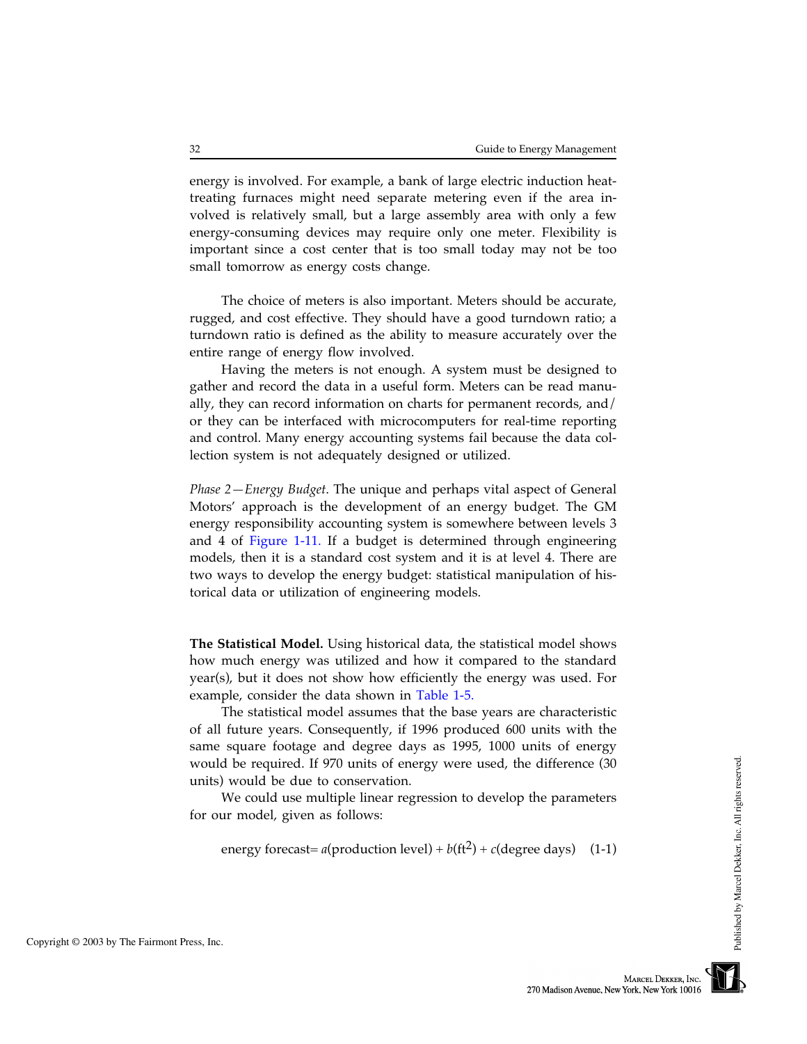energy is involved. For example, a bank of large electric induction heat-treating furnaces might need separate metering even if the area involved is relatively small, but a large assembly area with only a few energy-consuming devices may require only one meter. Flexibility is important since a cost center that is too small today may not be too small tomorrow as energy costs change.

The choice of meters is also important. Meters should be accurate, rugged, and cost effective. They should have a good turndown ratio; a turndown ratio is defined as the ability to measure accurately over the entire range of energy flow involved.

Having the meters is not enough. A system must be designed to gather and record the data in a useful form. Meters can be read manually, they can record information on charts for permanent records, and/or they can be interfaced with microcomputers for real-time reporting and control. Many energy accounting systems fail because the data collection system is not adequately designed or utilized.

*Phase 2—Energy Budget*. The unique and perhaps vital aspect of General Motors' approach is the development of an energy budget. The GM energy responsibility accounting system is somewhere between levels 3 and 4 of Figure 1-11. If a budget is determined through engineering models, then it is a standard cost system and it is at level 4. There are two ways to develop the energy budget: statistical manipulation of historical data or utilization of engineering models.

**The Statistical Model.** Using historical data, the statistical model shows how much energy was utilized and how it compared to the standard year(s), but it does not show how efficiently the energy was used. For example, consider the data shown in Table 1-5.

The statistical model assumes that the base years are characteristic of all future years. Consequently, if 1996 produced 600 units with the same square footage and degree days as 1995, 1000 units of energy would be required. If 970 units of energy were used, the difference (30 units) would be due to conservation.

We could use multiple linear regression to develop the parameters for our model, given as follows:

$$\text{energy forecast} = a(\text{production level}) + b(\text{ft}^2) + c(\text{degree days}) \quad (1\text{-}1)$$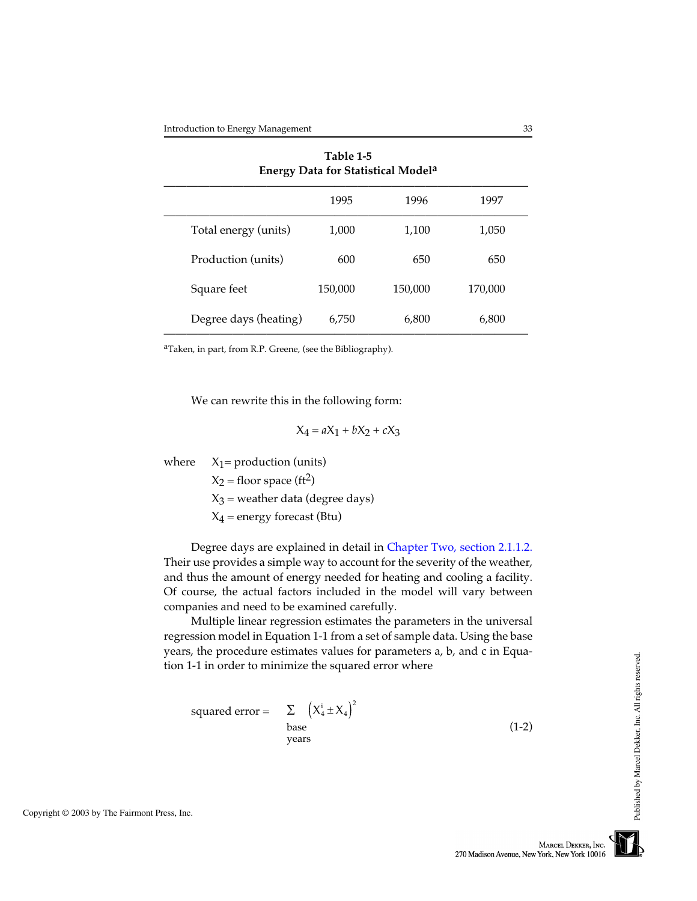**Table 1-5**
**Energy Data for Statistical Model[a]**

| | 1995 | 1996 | 1997 |
|---|---|---|---|
| Total energy (units) | 1,000 | 1,100 | 1,050 |
| Production (units) | 600 | 650 | 650 |
| Square feet | 150,000 | 150,000 | 170,000 |
| Degree days (heating) | 6,750 | 6,800 | 6,800 |

[a]Taken, in part, from R.P. Greene, (see the Bibliography).

We can rewrite this in the following form:

$$X_4 = aX_1 + bX_2 + cX_3$$

where
$X_1$ = production (units)
$X_2$ = floor space ($ft^2$)
$X_3$ = weather data (degree days)
$X_4$ = energy forecast (Btu)

Degree days are explained in detail in Chapter Two, section 2.1.1.2. Their use provides a simple way to account for the severity of the weather, and thus the amount of energy needed for heating and cooling a facility. Of course, the actual factors included in the model will vary between companies and need to be examined carefully.

Multiple linear regression estimates the parameters in the universal regression model in Equation 1-1 from a set of sample data. Using the base years, the procedure estimates values for parameters a, b, and c in Equation 1-1 in order to minimize the squared error where

$$\text{squared error} = \sum_{\substack{\text{base} \\ \text{years}}} \left(X_4^i \pm X_4\right)^2 \tag{1-2}$$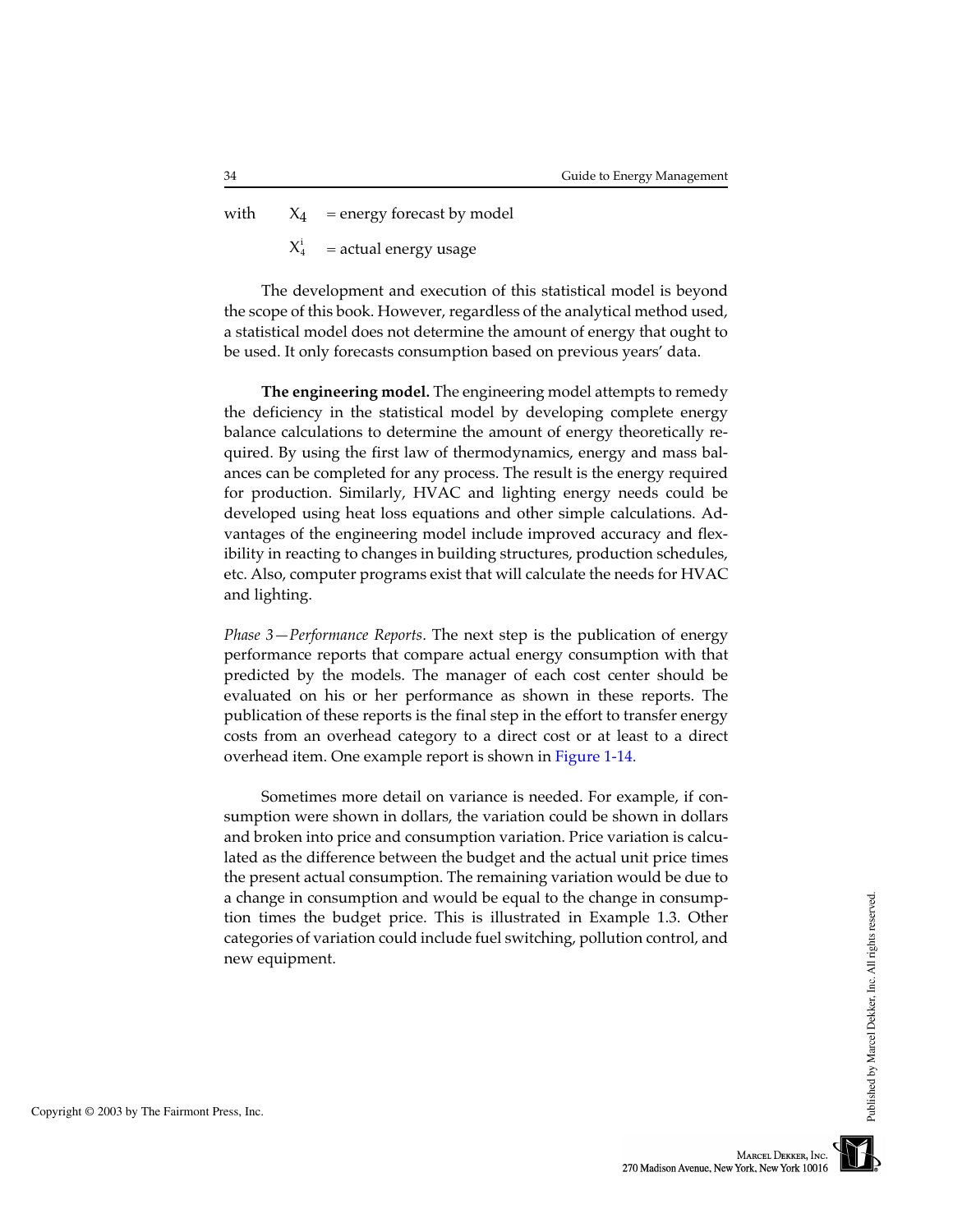with $X_4$ = energy forecast by model

$X_4^i$ = actual energy usage

The development and execution of this statistical model is beyond the scope of this book. However, regardless of the analytical method used, a statistical model does not determine the amount of energy that ought to be used. It only forecasts consumption based on previous years' data.

**The engineering model.** The engineering model attempts to remedy the deficiency in the statistical model by developing complete energy balance calculations to determine the amount of energy theoretically required. By using the first law of thermodynamics, energy and mass balances can be completed for any process. The result is the energy required for production. Similarly, HVAC and lighting energy needs could be developed using heat loss equations and other simple calculations. Advantages of the engineering model include improved accuracy and flexibility in reacting to changes in building structures, production schedules, etc. Also, computer programs exist that will calculate the needs for HVAC and lighting.

*Phase 3—Performance Reports*. The next step is the publication of energy performance reports that compare actual energy consumption with that predicted by the models. The manager of each cost center should be evaluated on his or her performance as shown in these reports. The publication of these reports is the final step in the effort to transfer energy costs from an overhead category to a direct cost or at least to a direct overhead item. One example report is shown in Figure 1-14.

Sometimes more detail on variance is needed. For example, if consumption were shown in dollars, the variation could be shown in dollars and broken into price and consumption variation. Price variation is calculated as the difference between the budget and the actual unit price times the present actual consumption. The remaining variation would be due to a change in consumption and would be equal to the change in consumption times the budget price. This is illustrated in Example 1.3. Other categories of variation could include fuel switching, pollution control, and new equipment.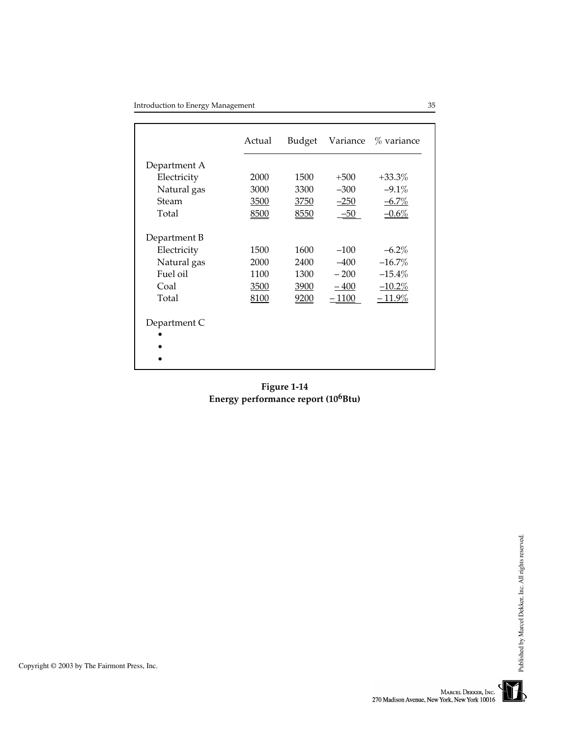| | Actual | Budget | Variance | % variance |
|---|---|---|---|---|
| Department A | | | | |
| Electricity | 2000 | 1500 | +500 | +33.3% |
| Natural gas | 3000 | 3300 | –300 | –9.1% |
| Steam | 3500 | 3750 | –250 | –6.7% |
| Total | 8500 | 8550 | –50 | –0.6% |
| | | | | |
| Department B | | | | |
| Electricity | 1500 | 1600 | –100 | –6.2% |
| Natural gas | 2000 | 2400 | –400 | –16.7% |
| Fuel oil | 1100 | 1300 | – 200 | –15.4% |
| Coal | 3500 | 3900 | – 400 | –10.2% |
| Total | 8100 | 9200 | – 1100 | – 11.9% |
| | | | | |
| Department C | | | | |
| • | | | | |
| • | | | | |
| • | | | | |

**Figure 1-14**
**Energy performance report ($10^6$Btu)**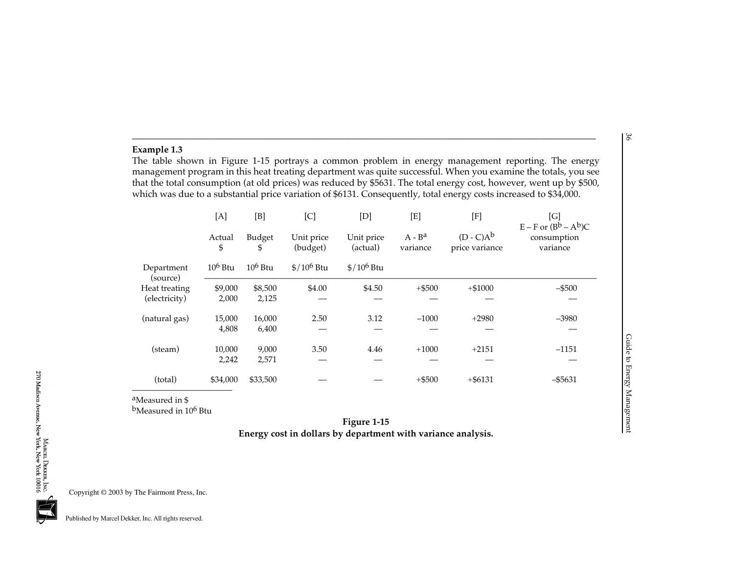**Example 1.3**

The table shown in Figure 1-15 portrays a common problem in energy management reporting. The energy management program in this heat treating department was quite successful. When you examine the totals, you see that the total consumption (at old prices) was reduced by $5631. The total energy cost, however, went up by $500, which was due to a substantial price variation of $6131. Consequently, total energy costs increased to $34,000.

| | [A] | [B] | [C] | [D] | [E] | [F] | [G] |
|---|---|---|---|---|---|---|---|
| | Actual $ | Budget $ | Unit price (budget) | Unit price (actual) | A - B[a] variance | (D - C)A[b] price variance | E – F or (B[b] – A[b])C consumption variance |
| Department (source) | $10^6$ Btu | $10^6$ Btu | $/$10^6$ Btu | $/$10^6$ Btu | | | |
| Heat treating | $9,000 | $8,500 | $4.00 | $4.50 | +$500 | +$1000 | –$500 |
| (electricity) | 2,000 | 2,125 | — | — | — | — | — |
| (natural gas) | 15,000 | 16,000 | 2.50 | 3.12 | –1000 | +2980 | –3980 |
| | 4,808 | 6,400 | — | — | — | — | — |
| (steam) | 10,000 | 9,000 | 3.50 | 4.46 | +1000 | +2151 | –1151 |
| | 2,242 | 2,571 | — | — | — | — | — |
| (total) | $34,000 | $33,500 | — | — | +$500 | +$6131 | –$5631 |

[a]Measured in $

[b]Measured in $10^6$ Btu

**Figure 1-15**
**Energy cost in dollars by department with variance analysis.**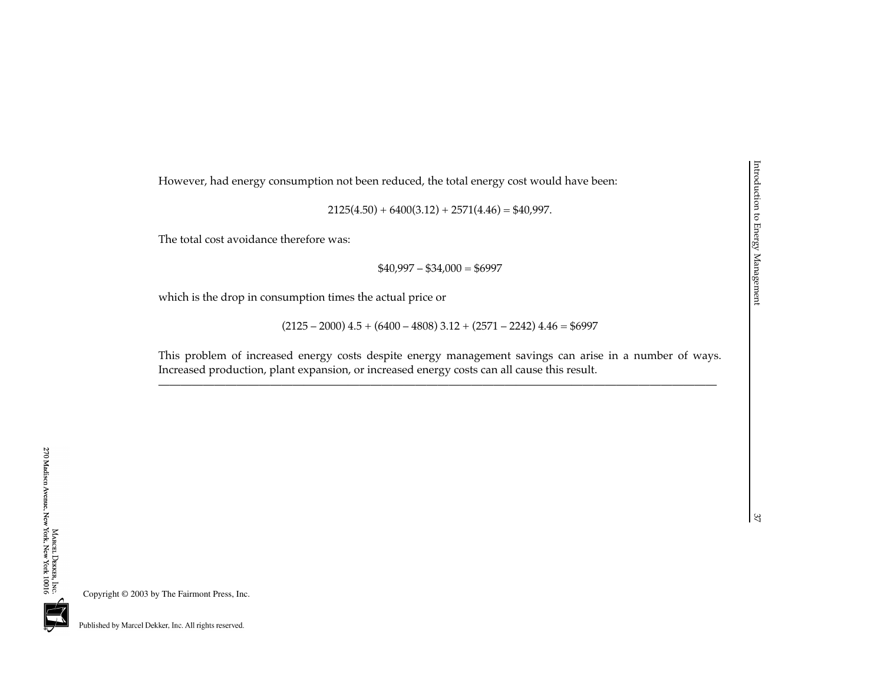However, had energy consumption not been reduced, the total energy cost would have been:

$$2125(4.50) + 6400(3.12) + 2571(4.46) = \$40{,}997.$$

The total cost avoidance therefore was:

$$\$40{,}997 - \$34{,}000 = \$6997$$

which is the drop in consumption times the actual price or

$$(2125 - 2000)\ 4.5 + (6400 - 4808)\ 3.12 + (2571 - 2242)\ 4.46 = \$6997$$

This problem of increased energy costs despite energy management savings can arise in a number of ways. Increased production, plant expansion, or increased energy costs can all cause this result.

---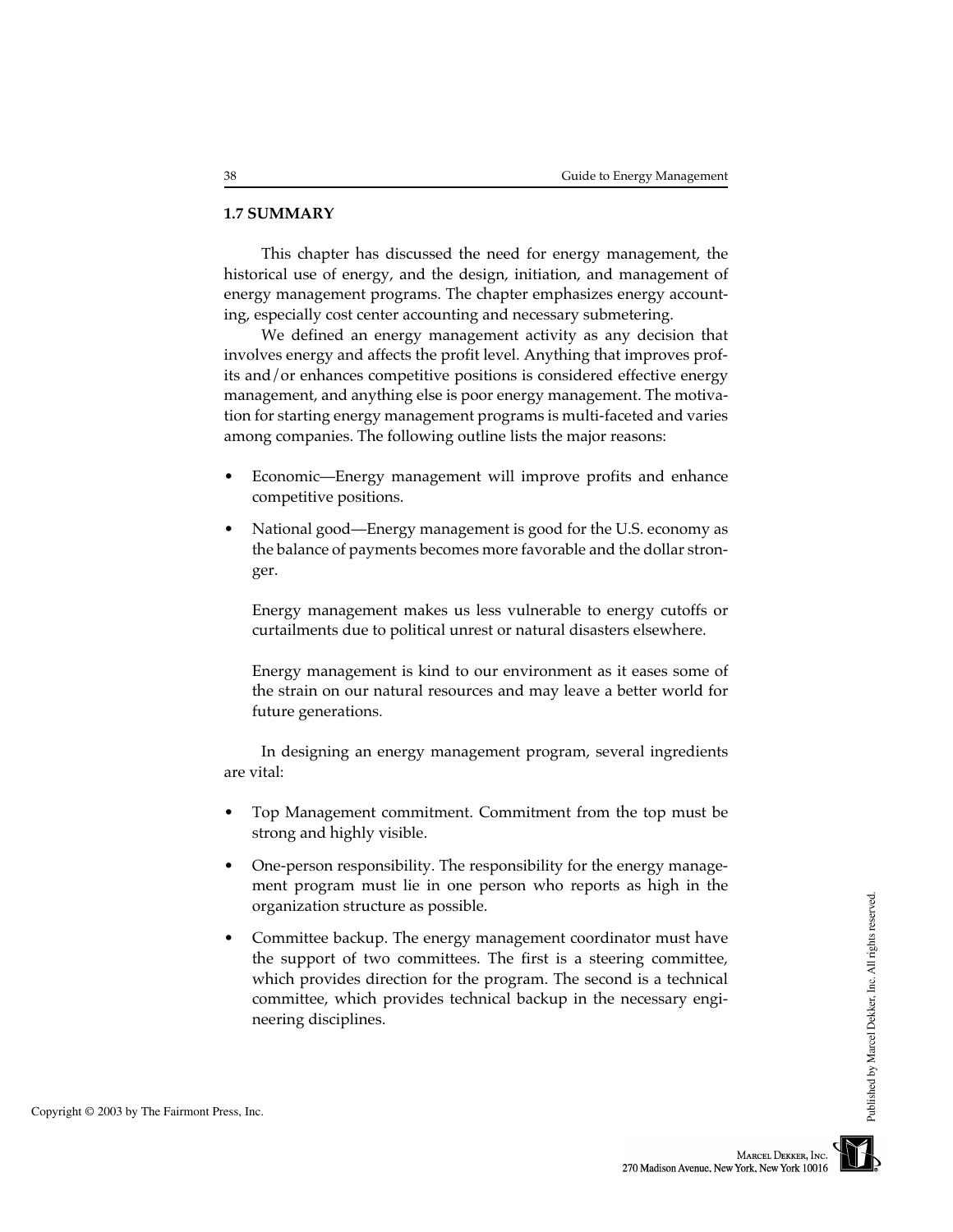## 1.7 SUMMARY

This chapter has discussed the need for energy management, the historical use of energy, and the design, initiation, and management of energy management programs. The chapter emphasizes energy accounting, especially cost center accounting and necessary submetering.

We defined an energy management activity as any decision that involves energy and affects the profit level. Anything that improves profits and/or enhances competitive positions is considered effective energy management, and anything else is poor energy management. The motivation for starting energy management programs is multi-faceted and varies among companies. The following outline lists the major reasons:

- Economic—Energy management will improve profits and enhance competitive positions.
- National good—Energy management is good for the U.S. economy as the balance of payments becomes more favorable and the dollar stronger.

  Energy management makes us less vulnerable to energy cutoffs or curtailments due to political unrest or natural disasters elsewhere.

  Energy management is kind to our environment as it eases some of the strain on our natural resources and may leave a better world for future generations.

In designing an energy management program, several ingredients are vital:

- Top Management commitment. Commitment from the top must be strong and highly visible.
- One-person responsibility. The responsibility for the energy management program must lie in one person who reports as high in the organization structure as possible.
- Committee backup. The energy management coordinator must have the support of two committees. The first is a steering committee, which provides direction for the program. The second is a technical committee, which provides technical backup in the necessary engineering disciplines.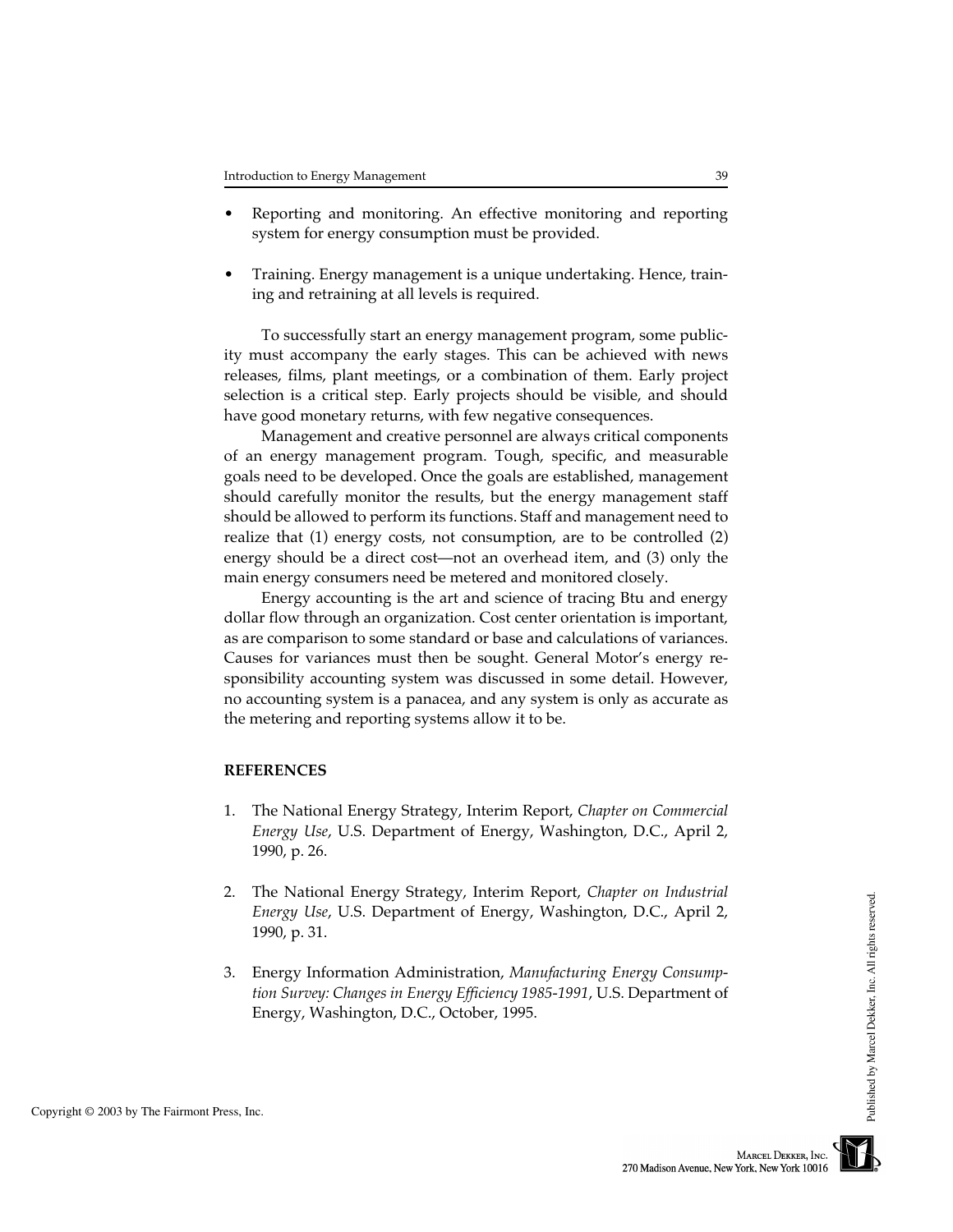- Reporting and monitoring. An effective monitoring and reporting system for energy consumption must be provided.

- Training. Energy management is a unique undertaking. Hence, training and retraining at all levels is required.

To successfully start an energy management program, some publicity must accompany the early stages. This can be achieved with news releases, films, plant meetings, or a combination of them. Early project selection is a critical step. Early projects should be visible, and should have good monetary returns, with few negative consequences.

Management and creative personnel are always critical components of an energy management program. Tough, specific, and measurable goals need to be developed. Once the goals are established, management should carefully monitor the results, but the energy management staff should be allowed to perform its functions. Staff and management need to realize that (1) energy costs, not consumption, are to be controlled (2) energy should be a direct cost—not an overhead item, and (3) only the main energy consumers need be metered and monitored closely.

Energy accounting is the art and science of tracing Btu and energy dollar flow through an organization. Cost center orientation is important, as are comparison to some standard or base and calculations of variances. Causes for variances must then be sought. General Motor's energy responsibility accounting system was discussed in some detail. However, no accounting system is a panacea, and any system is only as accurate as the metering and reporting systems allow it to be.

## REFERENCES

1. The National Energy Strategy, Interim Report, *Chapter on Commercial Energy Use*, U.S. Department of Energy, Washington, D.C., April 2, 1990, p. 26.

2. The National Energy Strategy, Interim Report, *Chapter on Industrial Energy Use*, U.S. Department of Energy, Washington, D.C., April 2, 1990, p. 31.

3. Energy Information Administration, *Manufacturing Energy Consumption Survey: Changes in Energy Efficiency 1985-1991*, U.S. Department of Energy, Washington, D.C., October, 1995.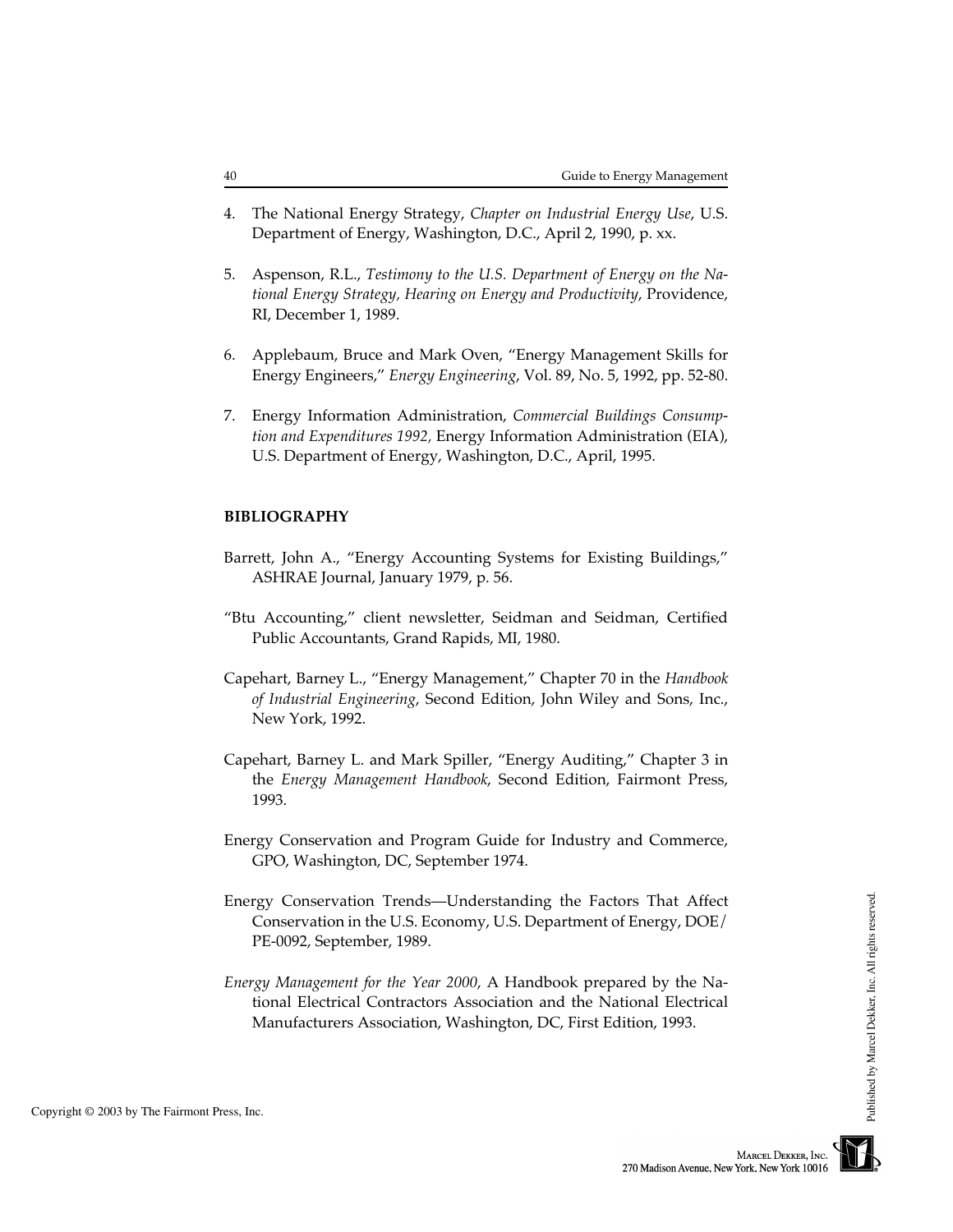4. The National Energy Strategy, *Chapter on Industrial Energy Use*, U.S. Department of Energy, Washington, D.C., April 2, 1990, p. xx.

5. Aspenson, R.L., *Testimony to the U.S. Department of Energy on the National Energy Strategy, Hearing on Energy and Productivity*, Providence, RI, December 1, 1989.

6. Applebaum, Bruce and Mark Oven, "Energy Management Skills for Energy Engineers," *Energy Engineering*, Vol. 89, No. 5, 1992, pp. 52-80.

7. Energy Information Administration, *Commercial Buildings Consumption and Expenditures 1992*, Energy Information Administration (EIA), U.S. Department of Energy, Washington, D.C., April, 1995.

**BIBLIOGRAPHY**

Barrett, John A., "Energy Accounting Systems for Existing Buildings," ASHRAE Journal, January 1979, p. 56.

"Btu Accounting," client newsletter, Seidman and Seidman, Certified Public Accountants, Grand Rapids, MI, 1980.

Capehart, Barney L., "Energy Management," Chapter 70 in the *Handbook of Industrial Engineering*, Second Edition, John Wiley and Sons, Inc., New York, 1992.

Capehart, Barney L. and Mark Spiller, "Energy Auditing," Chapter 3 in the *Energy Management Handbook*, Second Edition, Fairmont Press, 1993.

Energy Conservation and Program Guide for Industry and Commerce, GPO, Washington, DC, September 1974.

Energy Conservation Trends—Understanding the Factors That Affect Conservation in the U.S. Economy, U.S. Department of Energy, DOE/PE-0092, September, 1989.

*Energy Management for the Year 2000*, A Handbook prepared by the National Electrical Contractors Association and the National Electrical Manufacturers Association, Washington, DC, First Edition, 1993.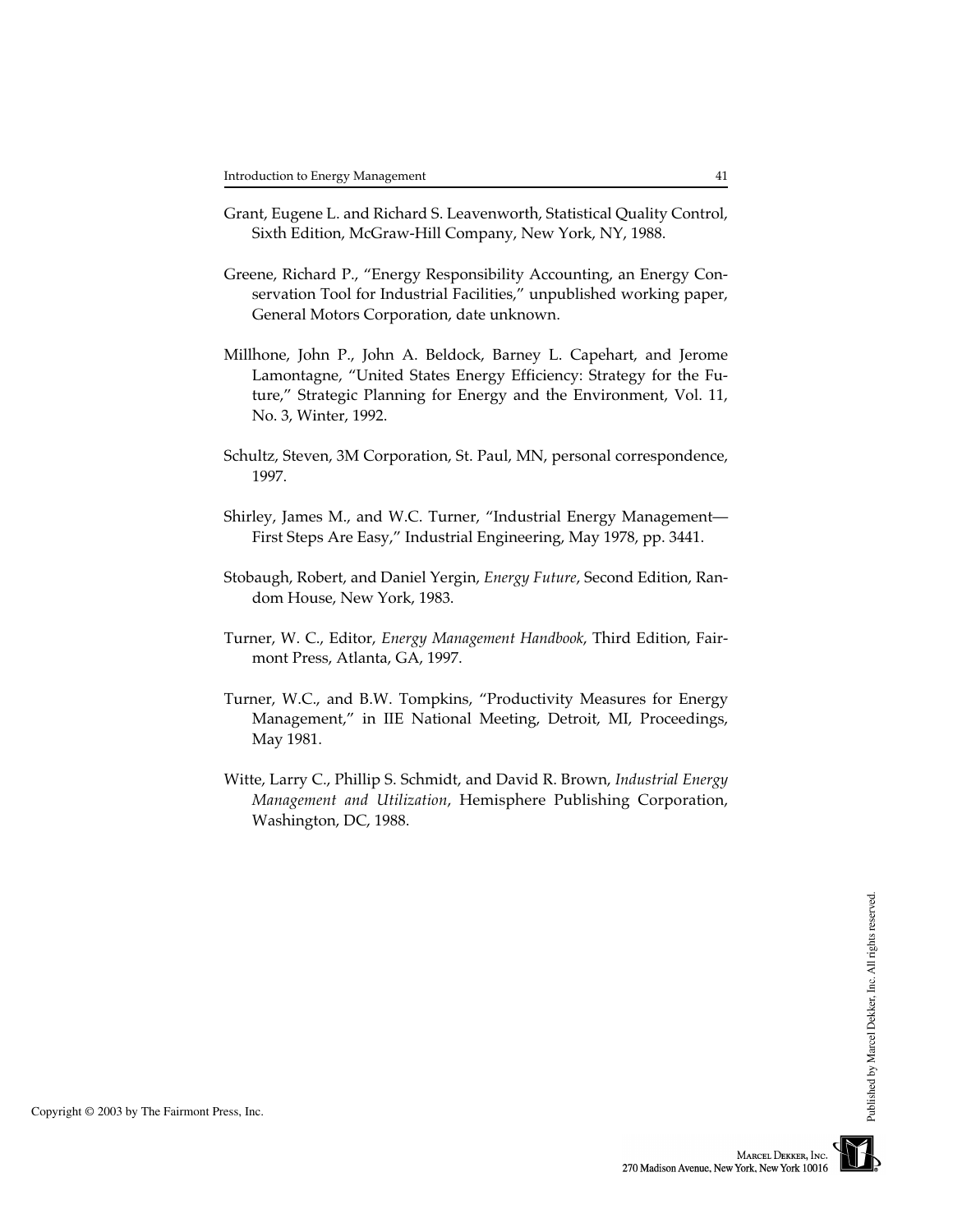Grant, Eugene L. and Richard S. Leavenworth, Statistical Quality Control, Sixth Edition, McGraw-Hill Company, New York, NY, 1988.

Greene, Richard P., "Energy Responsibility Accounting, an Energy Conservation Tool for Industrial Facilities," unpublished working paper, General Motors Corporation, date unknown.

Millhone, John P., John A. Beldock, Barney L. Capehart, and Jerome Lamontagne, "United States Energy Efficiency: Strategy for the Future," Strategic Planning for Energy and the Environment, Vol. 11, No. 3, Winter, 1992.

Schultz, Steven, 3M Corporation, St. Paul, MN, personal correspondence, 1997.

Shirley, James M., and W.C. Turner, "Industrial Energy Management—First Steps Are Easy," Industrial Engineering, May 1978, pp. 3441.

Stobaugh, Robert, and Daniel Yergin, *Energy Future*, Second Edition, Random House, New York, 1983.

Turner, W. C., Editor, *Energy Management Handbook*, Third Edition, Fairmont Press, Atlanta, GA, 1997.

Turner, W.C., and B.W. Tompkins, "Productivity Measures for Energy Management," in IIE National Meeting, Detroit, MI, Proceedings, May 1981.

Witte, Larry C., Phillip S. Schmidt, and David R. Brown, *Industrial Energy Management and Utilization*, Hemisphere Publishing Corporation, Washington, DC, 1988.